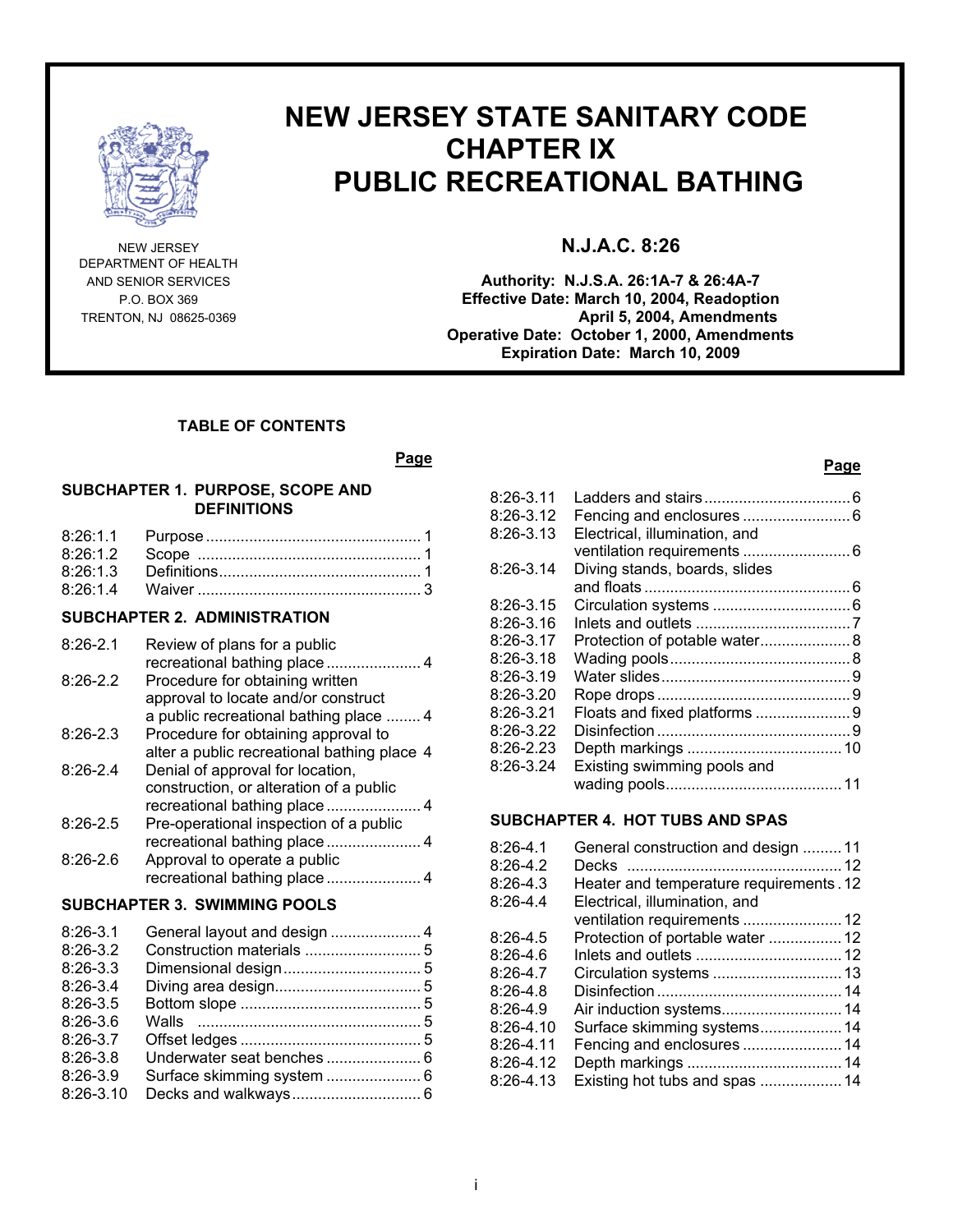# NEW JERSEY STATE SANITARY CODE CHAPTER IX PUBLIC RECREATIONAL BATHING

NEW JERSEY
DEPARTMENT OF HEALTH
AND SENIOR SERVICES
P.O. BOX 369
TRENTON, NJ 08625-0369

## N.J.A.C. 8:26

**Authority: N.J.S.A. 26:1A-7 & 26:4A-7**
**Effective Date: March 10, 2004, Readoption**
**April 5, 2004, Amendments**
**Operative Date: October 1, 2000, Amendments**
**Expiration Date: March 10, 2009**

### TABLE OF CONTENTS

**SUBCHAPTER 1. PURPOSE, SCOPE AND DEFINITIONS**

| | | Page |
|---|---|---|
| 8:26:1.1 | Purpose | 1 |
| 8:26:1.2 | Scope | 1 |
| 8:26:1.3 | Definitions | 1 |
| 8:26:1.4 | Waiver | 3 |

**SUBCHAPTER 2. ADMINISTRATION**

| | | Page |
|---|---|---|
| 8:26-2.1 | Review of plans for a public recreational bathing place | 4 |
| 8:26-2.2 | Procedure for obtaining written approval to locate and/or construct a public recreational bathing place | 4 |
| 8:26-2.3 | Procedure for obtaining approval to alter a public recreational bathing place | 4 |
| 8:26-2.4 | Denial of approval for location, construction, or alteration of a public recreational bathing place | 4 |
| 8:26-2.5 | Pre-operational inspection of a public recreational bathing place | 4 |
| 8:26-2.6 | Approval to operate a public recreational bathing place | 4 |

**SUBCHAPTER 3. SWIMMING POOLS**

| | | Page |
|---|---|---|
| 8:26-3.1 | General layout and design | 4 |
| 8:26-3.2 | Construction materials | 5 |
| 8:26-3.3 | Dimensional design | 5 |
| 8:26-3.4 | Diving area design | 5 |
| 8:26-3.5 | Bottom slope | 5 |
| 8:26-3.6 | Walls | 5 |
| 8:26-3.7 | Offset ledges | 5 |
| 8:26-3.8 | Underwater seat benches | 6 |
| 8:26-3.9 | Surface skimming system | 6 |
| 8:26-3.10 | Decks and walkways | 6 |
| 8:26-3.11 | Ladders and stairs | 6 |
| 8:26-3.12 | Fencing and enclosures | 6 |
| 8:26-3.13 | Electrical, illumination, and ventilation requirements | 6 |
| 8:26-3.14 | Diving stands, boards, slides and floats | 6 |
| 8:26-3.15 | Circulation systems | 6 |
| 8:26-3.16 | Inlets and outlets | 7 |
| 8:26-3.17 | Protection of potable water | 8 |
| 8:26-3.18 | Wading pools | 8 |
| 8:26-3.19 | Water slides | 9 |
| 8:26-3.20 | Rope drops | 9 |
| 8:26-3.21 | Floats and fixed platforms | 9 |
| 8:26-3.22 | Disinfection | 9 |
| 8:26-2.23 | Depth markings | 10 |
| 8:26-3.24 | Existing swimming pools and wading pools | 11 |

**SUBCHAPTER 4. HOT TUBS AND SPAS**

| | | Page |
|---|---|---|
| 8:26-4.1 | General construction and design | 11 |
| 8:26-4.2 | Decks | 12 |
| 8:26-4.3 | Heater and temperature requirements | 12 |
| 8:26-4.4 | Electrical, illumination, and ventilation requirements | 12 |
| 8:26-4.5 | Protection of portable water | 12 |
| 8:26-4.6 | Inlets and outlets | 12 |
| 8:26-4.7 | Circulation systems | 13 |
| 8:26-4.8 | Disinfection | 14 |
| 8:26-4.9 | Air induction systems | 14 |
| 8:26-4.10 | Surface skimming systems | 14 |
| 8:26-4.11 | Fencing and enclosures | 14 |
| 8:26-4.12 | Depth markings | 14 |
| 8:26-4.13 | Existing hot tubs and spas | 14 |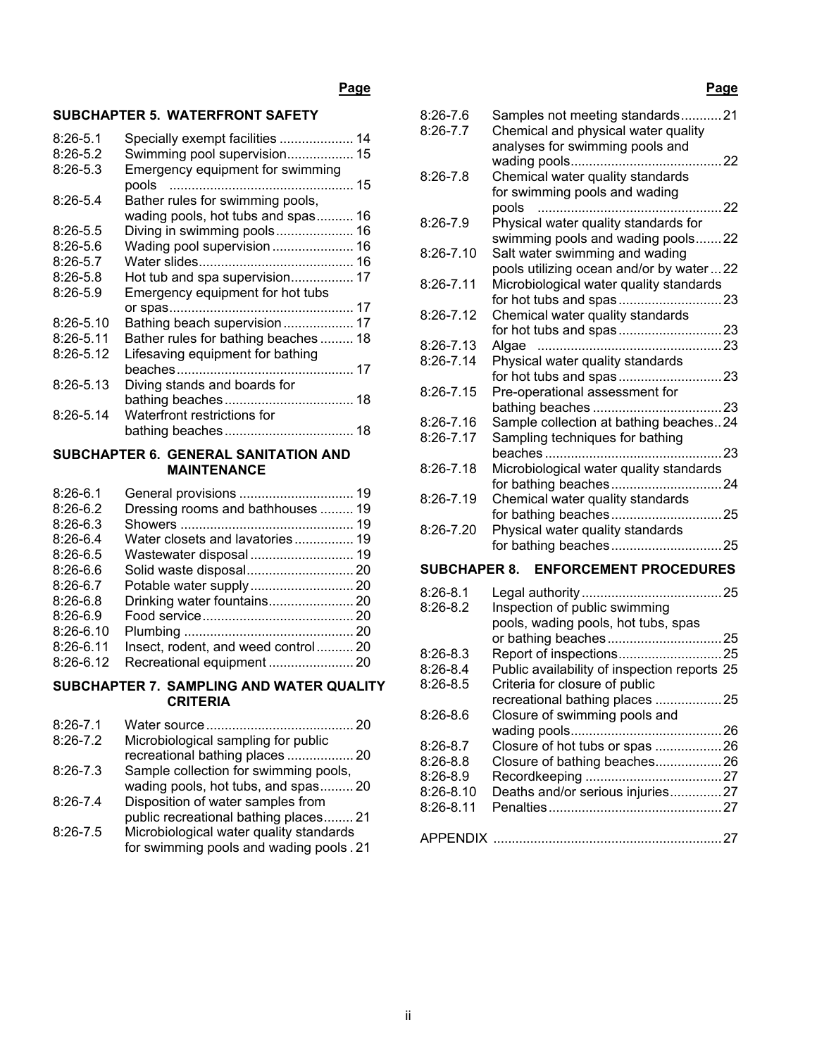## SUBCHAPTER 5. WATERFRONT SAFETY

| | | Page |
|---|---|---|
| 8:26-5.1 | Specially exempt facilities | 14 |
| 8:26-5.2 | Swimming pool supervision | 15 |
| 8:26-5.3 | Emergency equipment for swimming pools | 15 |
| 8:26-5.4 | Bather rules for swimming pools, wading pools, hot tubs and spas | 16 |
| 8:26-5.5 | Diving in swimming pools | 16 |
| 8:26-5.6 | Wading pool supervision | 16 |
| 8:26-5.7 | Water slides | 16 |
| 8:26-5.8 | Hot tub and spa supervision | 17 |
| 8:26-5.9 | Emergency equipment for hot tubs or spas | 17 |
| 8:26-5.10 | Bathing beach supervision | 17 |
| 8:26-5.11 | Bather rules for bathing beaches | 18 |
| 8:26-5.12 | Lifesaving equipment for bathing beaches | 17 |
| 8:26-5.13 | Diving stands and boards for bathing beaches | 18 |
| 8:26-5.14 | Waterfront restrictions for bathing beaches | 18 |

## SUBCHAPTER 6. GENERAL SANITATION AND MAINTENANCE

| | | |
|---|---|---|
| 8:26-6.1 | General provisions | 19 |
| 8:26-6.2 | Dressing rooms and bathhouses | 19 |
| 8:26-6.3 | Showers | 19 |
| 8:26-6.4 | Water closets and lavatories | 19 |
| 8:26-6.5 | Wastewater disposal | 19 |
| 8:26-6.6 | Solid waste disposal | 20 |
| 8:26-6.7 | Potable water supply | 20 |
| 8:26-6.8 | Drinking water fountains | 20 |
| 8:26-6.9 | Food service | 20 |
| 8:26-6.10 | Plumbing | 20 |
| 8:26-6.11 | Insect, rodent, and weed control | 20 |
| 8:26-6.12 | Recreational equipment | 20 |

## SUBCHAPTER 7. SAMPLING AND WATER QUALITY CRITERIA

| | | |
|---|---|---|
| 8:26-7.1 | Water source | 20 |
| 8:26-7.2 | Microbiological sampling for public recreational bathing places | 20 |
| 8:26-7.3 | Sample collection for swimming pools, wading pools, hot tubs, and spas | 20 |
| 8:26-7.4 | Disposition of water samples from public recreational bathing places | 21 |
| 8:26-7.5 | Microbiological water quality standards for swimming pools and wading pools | 21 |
| 8:26-7.6 | Samples not meeting standards | 21 |
| 8:26-7.7 | Chemical and physical water quality analyses for swimming pools and wading pools | 22 |
| 8:26-7.8 | Chemical water quality standards for swimming pools and wading pools | 22 |
| 8:26-7.9 | Physical water quality standards for swimming pools and wading pools | 22 |
| 8:26-7.10 | Salt water swimming and wading pools utilizing ocean and/or by water | 22 |
| 8:26-7.11 | Microbiological water quality standards for hot tubs and spas | 23 |
| 8:26-7.12 | Chemical water quality standards for hot tubs and spas | 23 |
| 8:26-7.13 | Algae | 23 |
| 8:26-7.14 | Physical water quality standards for hot tubs and spas | 23 |
| 8:26-7.15 | Pre-operational assessment for bathing beaches | 23 |
| 8:26-7.16 | Sample collection at bathing beaches | 24 |
| 8:26-7.17 | Sampling techniques for bathing beaches | 23 |
| 8:26-7.18 | Microbiological water quality standards for bathing beaches | 24 |
| 8:26-7.19 | Chemical water quality standards for bathing beaches | 25 |
| 8:26-7.20 | Physical water quality standards for bathing beaches | 25 |

## SUBCHAPER 8. ENFORCEMENT PROCEDURES

| | | |
|---|---|---|
| 8:26-8.1 | Legal authority | 25 |
| 8:26-8.2 | Inspection of public swimming pools, wading pools, hot tubs, spas or bathing beaches | 25 |
| 8:26-8.3 | Report of inspections | 25 |
| 8:26-8.4 | Public availability of inspection reports | 25 |
| 8:26-8.5 | Criteria for closure of public recreational bathing places | 25 |
| 8:26-8.6 | Closure of swimming pools and wading pools | 26 |
| 8:26-8.7 | Closure of hot tubs or spas | 26 |
| 8:26-8.8 | Closure of bathing beaches | 26 |
| 8:26-8.9 | Recordkeeping | 27 |
| 8:26-8.10 | Deaths and/or serious injuries | 27 |
| 8:26-8.11 | Penalties | 27 |

APPENDIX .......... 27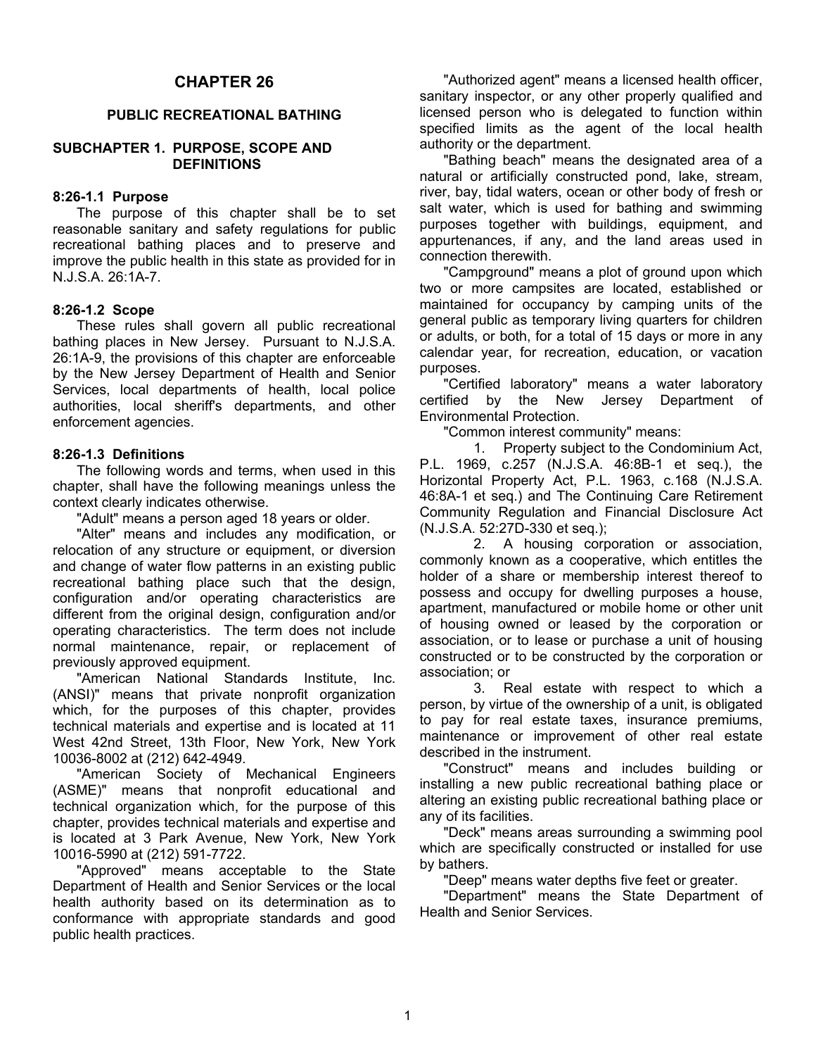# CHAPTER 26

## PUBLIC RECREATIONAL BATHING

### SUBCHAPTER 1. PURPOSE, SCOPE AND DEFINITIONS

**8:26-1.1 Purpose**

The purpose of this chapter shall be to set reasonable sanitary and safety regulations for public recreational bathing places and to preserve and improve the public health in this state as provided for in N.J.S.A. 26:1A-7.

**8:26-1.2 Scope**

These rules shall govern all public recreational bathing places in New Jersey. Pursuant to N.J.S.A. 26:1A-9, the provisions of this chapter are enforceable by the New Jersey Department of Health and Senior Services, local departments of health, local police authorities, local sheriff's departments, and other enforcement agencies.

**8:26-1.3 Definitions**

The following words and terms, when used in this chapter, shall have the following meanings unless the context clearly indicates otherwise.

"Adult" means a person aged 18 years or older.

"Alter" means and includes any modification, or relocation of any structure or equipment, or diversion and change of water flow patterns in an existing public recreational bathing place such that the design, configuration and/or operating characteristics are different from the original design, configuration and/or operating characteristics. The term does not include normal maintenance, repair, or replacement of previously approved equipment.

"American National Standards Institute, Inc. (ANSI)" means that private nonprofit organization which, for the purposes of this chapter, provides technical materials and expertise and is located at 11 West 42nd Street, 13th Floor, New York, New York 10036-8002 at (212) 642-4949.

"American Society of Mechanical Engineers (ASME)" means that nonprofit educational and technical organization which, for the purpose of this chapter, provides technical materials and expertise and is located at 3 Park Avenue, New York, New York 10016-5990 at (212) 591-7722.

"Approved" means acceptable to the State Department of Health and Senior Services or the local health authority based on its determination as to conformance with appropriate standards and good public health practices.

"Authorized agent" means a licensed health officer, sanitary inspector, or any other properly qualified and licensed person who is delegated to function within specified limits as the agent of the local health authority or the department.

"Bathing beach" means the designated area of a natural or artificially constructed pond, lake, stream, river, bay, tidal waters, ocean or other body of fresh or salt water, which is used for bathing and swimming purposes together with buildings, equipment, and appurtenances, if any, and the land areas used in connection therewith.

"Campground" means a plot of ground upon which two or more campsites are located, established or maintained for occupancy by camping units of the general public as temporary living quarters for children or adults, or both, for a total of 15 days or more in any calendar year, for recreation, education, or vacation purposes.

"Certified laboratory" means a water laboratory certified by the New Jersey Department of Environmental Protection.

"Common interest community" means:

1. Property subject to the Condominium Act, P.L. 1969, c.257 (N.J.S.A. 46:8B-1 et seq.), the Horizontal Property Act, P.L. 1963, c.168 (N.J.S.A. 46:8A-1 et seq.) and The Continuing Care Retirement Community Regulation and Financial Disclosure Act (N.J.S.A. 52:27D-330 et seq.);
2. A housing corporation or association, commonly known as a cooperative, which entitles the holder of a share or membership interest thereof to possess and occupy for dwelling purposes a house, apartment, manufactured or mobile home or other unit of housing owned or leased by the corporation or association, or to lease or purchase a unit of housing constructed or to be constructed by the corporation or association; or
3. Real estate with respect to which a person, by virtue of the ownership of a unit, is obligated to pay for real estate taxes, insurance premiums, maintenance or improvement of other real estate described in the instrument.

"Construct" means and includes building or installing a new public recreational bathing place or altering an existing public recreational bathing place or any of its facilities.

"Deck" means areas surrounding a swimming pool which are specifically constructed or installed for use by bathers.

"Deep" means water depths five feet or greater.

"Department" means the State Department of Health and Senior Services.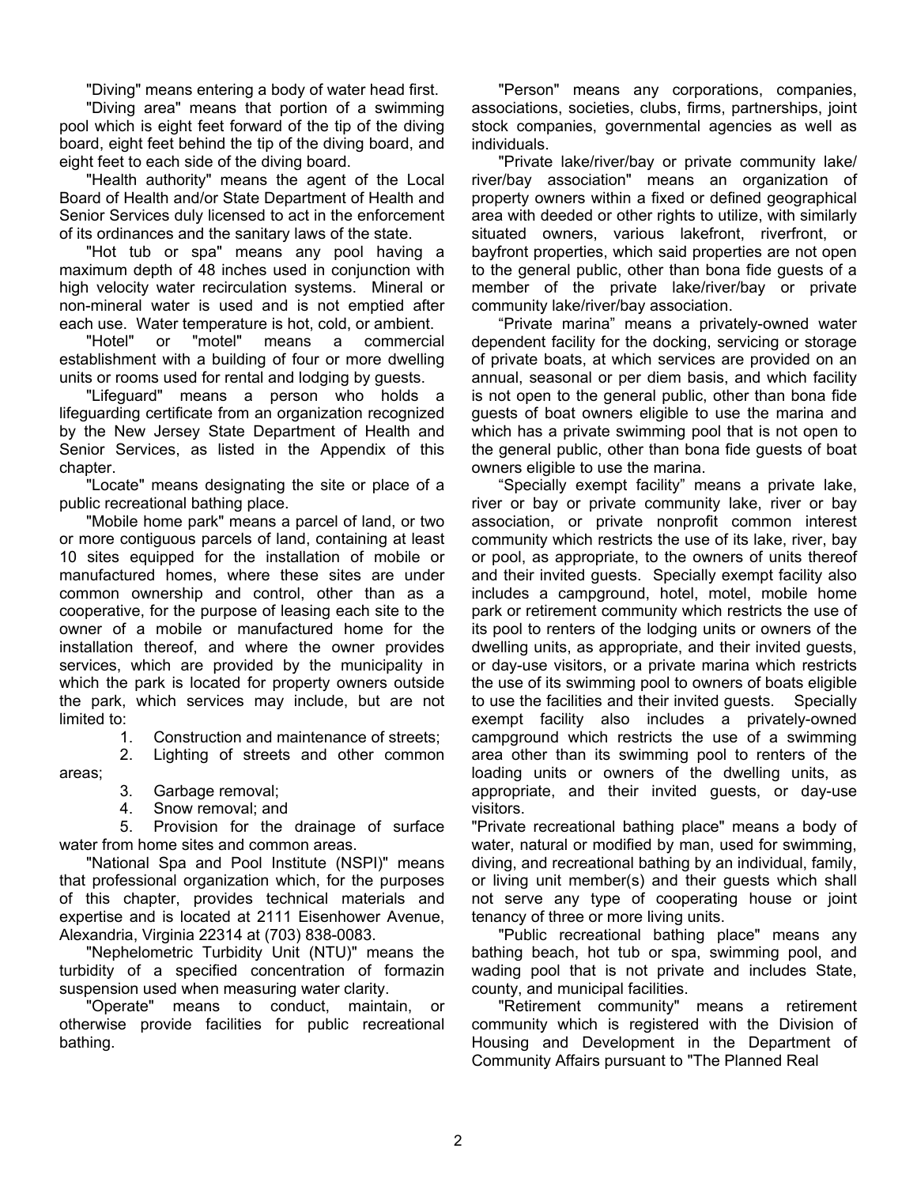"Diving" means entering a body of water head first.

"Diving area" means that portion of a swimming pool which is eight feet forward of the tip of the diving board, eight feet behind the tip of the diving board, and eight feet to each side of the diving board.

"Health authority" means the agent of the Local Board of Health and/or State Department of Health and Senior Services duly licensed to act in the enforcement of its ordinances and the sanitary laws of the state.

"Hot tub or spa" means any pool having a maximum depth of 48 inches used in conjunction with high velocity water recirculation systems. Mineral or non-mineral water is used and is not emptied after each use. Water temperature is hot, cold, or ambient.

"Hotel" or "motel" means a commercial establishment with a building of four or more dwelling units or rooms used for rental and lodging by guests.

"Lifeguard" means a person who holds a lifeguarding certificate from an organization recognized by the New Jersey State Department of Health and Senior Services, as listed in the Appendix of this chapter.

"Locate" means designating the site or place of a public recreational bathing place.

"Mobile home park" means a parcel of land, or two or more contiguous parcels of land, containing at least 10 sites equipped for the installation of mobile or manufactured homes, where these sites are under common ownership and control, other than as a cooperative, for the purpose of leasing each site to the owner of a mobile or manufactured home for the installation thereof, and where the owner provides services, which are provided by the municipality in which the park is located for property owners outside the park, which services may include, but are not limited to:

1. Construction and maintenance of streets;
2. Lighting of streets and other common areas;
3. Garbage removal;
4. Snow removal; and
5. Provision for the drainage of surface water from home sites and common areas.

"National Spa and Pool Institute (NSPI)" means that professional organization which, for the purposes of this chapter, provides technical materials and expertise and is located at 2111 Eisenhower Avenue, Alexandria, Virginia 22314 at (703) 838-0083.

"Nephelometric Turbidity Unit (NTU)" means the turbidity of a specified concentration of formazin suspension used when measuring water clarity.

"Operate" means to conduct, maintain, or otherwise provide facilities for public recreational bathing.

"Person" means any corporations, companies, associations, societies, clubs, firms, partnerships, joint stock companies, governmental agencies as well as individuals.

"Private lake/river/bay or private community lake/river/bay association" means an organization of property owners within a fixed or defined geographical area with deeded or other rights to utilize, with similarly situated owners, various lakefront, riverfront, or bayfront properties, which said properties are not open to the general public, other than bona fide guests of a member of the private lake/river/bay or private community lake/river/bay association.

"Private marina" means a privately-owned water dependent facility for the docking, servicing or storage of private boats, at which services are provided on an annual, seasonal or per diem basis, and which facility is not open to the general public, other than bona fide guests of boat owners eligible to use the marina and which has a private swimming pool that is not open to the general public, other than bona fide guests of boat owners eligible to use the marina.

"Specially exempt facility" means a private lake, river or bay or private community lake, river or bay association, or private nonprofit common interest community which restricts the use of its lake, river, bay or pool, as appropriate, to the owners of units thereof and their invited guests. Specially exempt facility also includes a campground, hotel, motel, mobile home park or retirement community which restricts the use of its pool to renters of the lodging units or owners of the dwelling units, as appropriate, and their invited guests, or day-use visitors, or a private marina which restricts the use of its swimming pool to owners of boats eligible to use the facilities and their invited guests. Specially exempt facility also includes a privately-owned campground which restricts the use of a swimming area other than its swimming pool to renters of the loading units or owners of the dwelling units, as appropriate, and their invited guests, or day-use visitors.

"Private recreational bathing place" means a body of water, natural or modified by man, used for swimming, diving, and recreational bathing by an individual, family, or living unit member(s) and their guests which shall not serve any type of cooperating house or joint tenancy of three or more living units.

"Public recreational bathing place" means any bathing beach, hot tub or spa, swimming pool, and wading pool that is not private and includes State, county, and municipal facilities.

"Retirement community" means a retirement community which is registered with the Division of Housing and Development in the Department of Community Affairs pursuant to "The Planned Real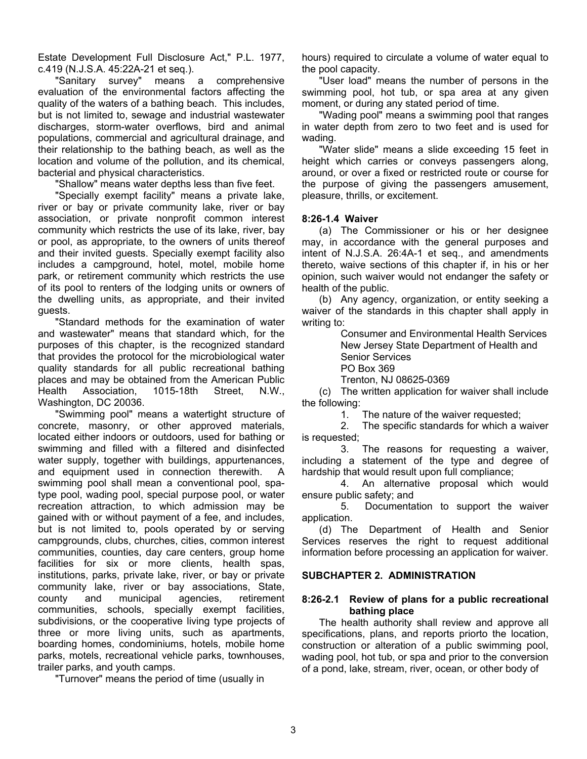Estate Development Full Disclosure Act," P.L. 1977, c.419 (N.J.S.A. 45:22A-21 et seq.).

"Sanitary survey" means a comprehensive evaluation of the environmental factors affecting the quality of the waters of a bathing beach. This includes, but is not limited to, sewage and industrial wastewater discharges, storm-water overflows, bird and animal populations, commercial and agricultural drainage, and their relationship to the bathing beach, as well as the location and volume of the pollution, and its chemical, bacterial and physical characteristics.

"Shallow" means water depths less than five feet.

"Specially exempt facility" means a private lake, river or bay or private community lake, river or bay association, or private nonprofit common interest community which restricts the use of its lake, river, bay or pool, as appropriate, to the owners of units thereof and their invited guests. Specially exempt facility also includes a campground, hotel, motel, mobile home park, or retirement community which restricts the use of its pool to renters of the lodging units or owners of the dwelling units, as appropriate, and their invited guests.

"Standard methods for the examination of water and wastewater" means that standard which, for the purposes of this chapter, is the recognized standard that provides the protocol for the microbiological water quality standards for all public recreational bathing places and may be obtained from the American Public Health Association, 1015-18th Street, N.W., Washington, DC 20036.

"Swimming pool" means a watertight structure of concrete, masonry, or other approved materials, located either indoors or outdoors, used for bathing or swimming and filled with a filtered and disinfected water supply, together with buildings, appurtenances, and equipment used in connection therewith. A swimming pool shall mean a conventional pool, spa-type pool, wading pool, special purpose pool, or water recreation attraction, to which admission may be gained with or without payment of a fee, and includes, but is not limited to, pools operated by or serving campgrounds, clubs, churches, cities, common interest communities, counties, day care centers, group home facilities for six or more clients, health spas, institutions, parks, private lake, river, or bay or private community lake, river or bay associations, State, county and municipal agencies, retirement communities, schools, specially exempt facilities, subdivisions, or the cooperative living type projects of three or more living units, such as apartments, boarding homes, condominiums, hotels, mobile home parks, motels, recreational vehicle parks, townhouses, trailer parks, and youth camps.

"Turnover" means the period of time (usually in hours) required to circulate a volume of water equal to the pool capacity.

"User load" means the number of persons in the swimming pool, hot tub, or spa area at any given moment, or during any stated period of time.

"Wading pool" means a swimming pool that ranges in water depth from zero to two feet and is used for wading.

"Water slide" means a slide exceeding 15 feet in height which carries or conveys passengers along, around, or over a fixed or restricted route or course for the purpose of giving the passengers amusement, pleasure, thrills, or excitement.

### 8:26-1.4 Waiver

(a) The Commissioner or his or her designee may, in accordance with the general purposes and intent of N.J.S.A. 26:4A-1 et seq., and amendments thereto, waive sections of this chapter if, in his or her opinion, such waiver would not endanger the safety or health of the public.

(b) Any agency, organization, or entity seeking a waiver of the standards in this chapter shall apply in writing to:

Consumer and Environmental Health Services
New Jersey State Department of Health and Senior Services
PO Box 369
Trenton, NJ 08625-0369

(c) The written application for waiver shall include the following:

1. The nature of the waiver requested;
2. The specific standards for which a waiver is requested;
3. The reasons for requesting a waiver, including a statement of the type and degree of hardship that would result upon full compliance;
4. An alternative proposal which would ensure public safety; and
5. Documentation to support the waiver application.

(d) The Department of Health and Senior Services reserves the right to request additional information before processing an application for waiver.

## SUBCHAPTER 2. ADMINISTRATION

### 8:26-2.1 Review of plans for a public recreational bathing place

The health authority shall review and approve all specifications, plans, and reports priorto the location, construction or alteration of a public swimming pool, wading pool, hot tub, or spa and prior to the conversion of a pond, lake, stream, river, ocean, or other body of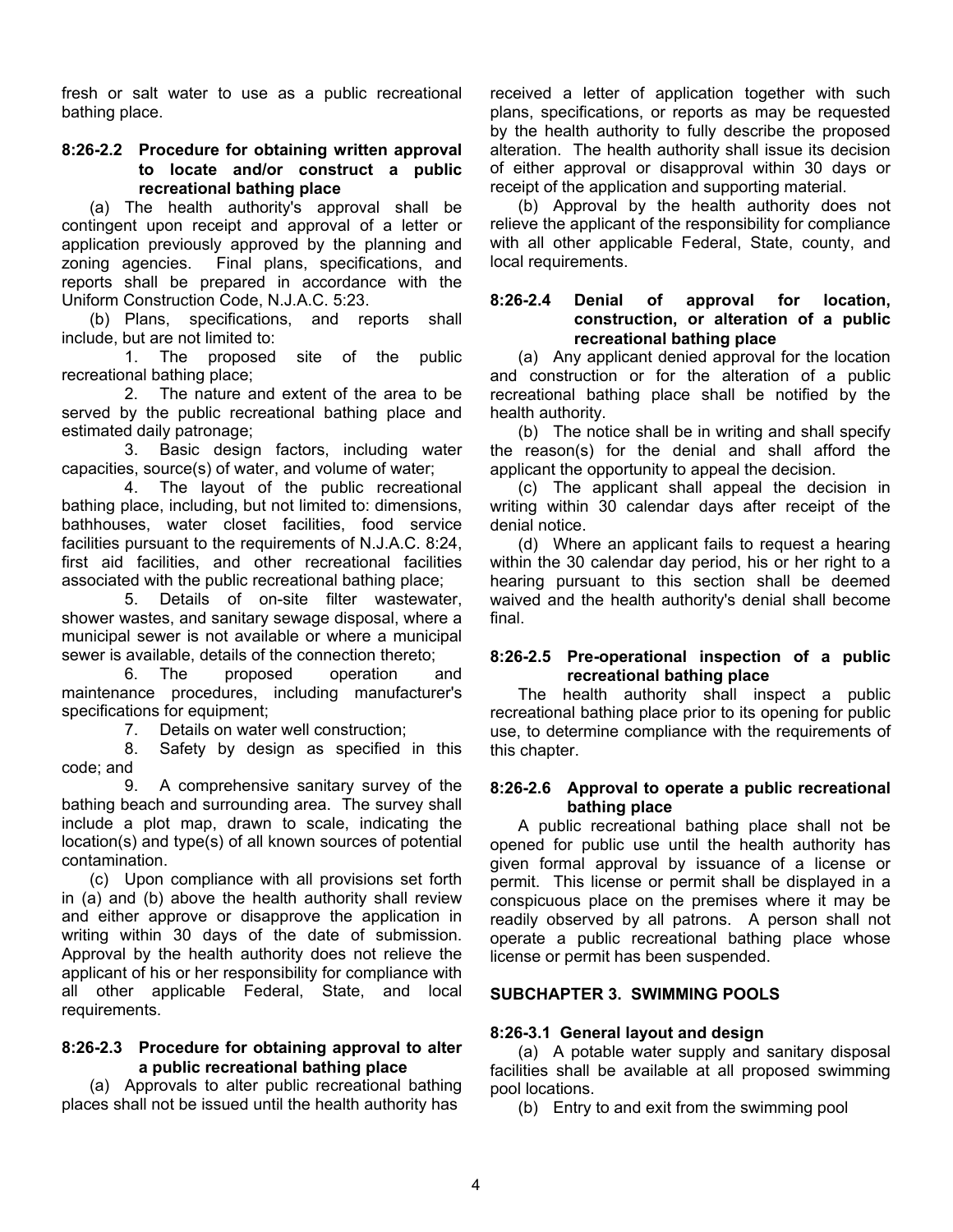fresh or salt water to use as a public recreational bathing place.

### 8:26-2.2 Procedure for obtaining written approval to locate and/or construct a public recreational bathing place

(a) The health authority's approval shall be contingent upon receipt and approval of a letter or application previously approved by the planning and zoning agencies. Final plans, specifications, and reports shall be prepared in accordance with the Uniform Construction Code, N.J.A.C. 5:23.

(b) Plans, specifications, and reports shall include, but are not limited to:

1. The proposed site of the public recreational bathing place;
2. The nature and extent of the area to be served by the public recreational bathing place and estimated daily patronage;
3. Basic design factors, including water capacities, source(s) of water, and volume of water;
4. The layout of the public recreational bathing place, including, but not limited to: dimensions, bathhouses, water closet facilities, food service facilities pursuant to the requirements of N.J.A.C. 8:24, first aid facilities, and other recreational facilities associated with the public recreational bathing place;
5. Details of on-site filter wastewater, shower wastes, and sanitary sewage disposal, where a municipal sewer is not available or where a municipal sewer is available, details of the connection thereto;
6. The proposed operation and maintenance procedures, including manufacturer's specifications for equipment;
7. Details on water well construction;
8. Safety by design as specified in this code; and
9. A comprehensive sanitary survey of the bathing beach and surrounding area. The survey shall include a plot map, drawn to scale, indicating the location(s) and type(s) of all known sources of potential contamination.

(c) Upon compliance with all provisions set forth in (a) and (b) above the health authority shall review and either approve or disapprove the application in writing within 30 days of the date of submission. Approval by the health authority does not relieve the applicant of his or her responsibility for compliance with all other applicable Federal, State, and local requirements.

### 8:26-2.3 Procedure for obtaining approval to alter a public recreational bathing place

(a) Approvals to alter public recreational bathing places shall not be issued until the health authority has received a letter of application together with such plans, specifications, or reports as may be requested by the health authority to fully describe the proposed alteration. The health authority shall issue its decision of either approval or disapproval within 30 days or receipt of the application and supporting material.

(b) Approval by the health authority does not relieve the applicant of the responsibility for compliance with all other applicable Federal, State, county, and local requirements.

### 8:26-2.4 Denial of approval for location, construction, or alteration of a public recreational bathing place

(a) Any applicant denied approval for the location and construction or for the alteration of a public recreational bathing place shall be notified by the health authority.

(b) The notice shall be in writing and shall specify the reason(s) for the denial and shall afford the applicant the opportunity to appeal the decision.

(c) The applicant shall appeal the decision in writing within 30 calendar days after receipt of the denial notice.

(d) Where an applicant fails to request a hearing within the 30 calendar day period, his or her right to a hearing pursuant to this section shall be deemed waived and the health authority's denial shall become final.

### 8:26-2.5 Pre-operational inspection of a public recreational bathing place

The health authority shall inspect a public recreational bathing place prior to its opening for public use, to determine compliance with the requirements of this chapter.

### 8:26-2.6 Approval to operate a public recreational bathing place

A public recreational bathing place shall not be opened for public use until the health authority has given formal approval by issuance of a license or permit. This license or permit shall be displayed in a conspicuous place on the premises where it may be readily observed by all patrons. A person shall not operate a public recreational bathing place whose license or permit has been suspended.

## SUBCHAPTER 3. SWIMMING POOLS

### 8:26-3.1 General layout and design

(a) A potable water supply and sanitary disposal facilities shall be available at all proposed swimming pool locations.

(b) Entry to and exit from the swimming pool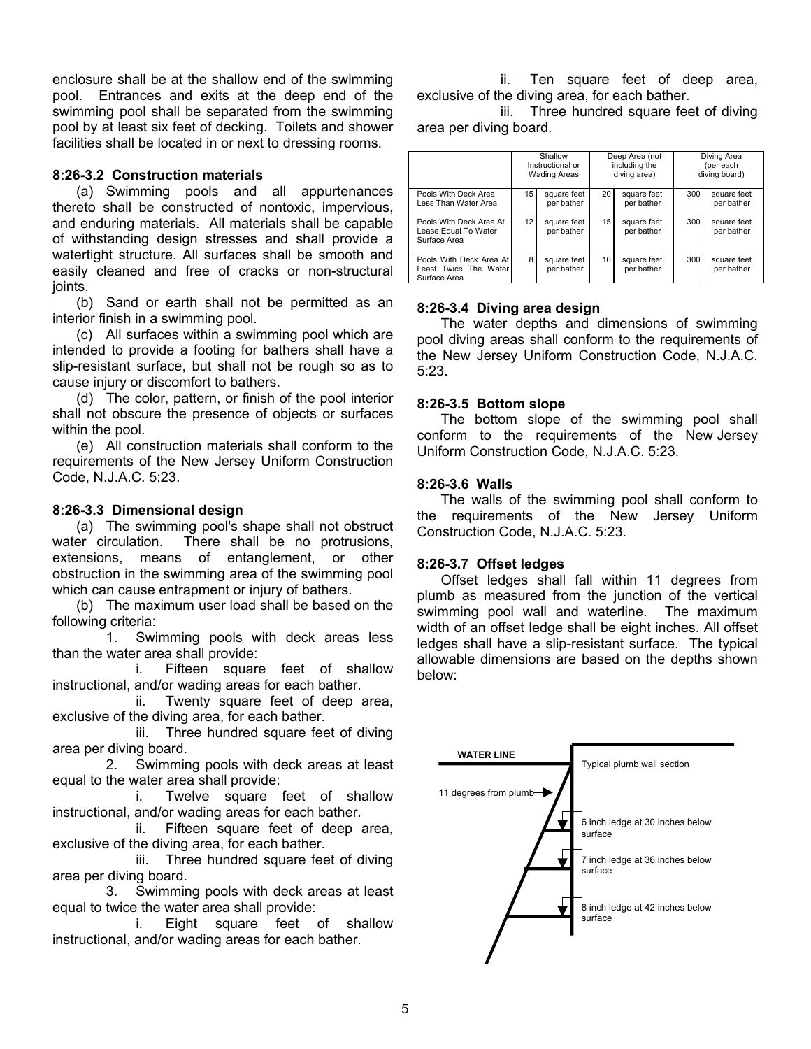enclosure shall be at the shallow end of the swimming pool. Entrances and exits at the deep end of the swimming pool shall be separated from the swimming pool by at least six feet of decking. Toilets and shower facilities shall be located in or next to dressing rooms.

**8:26-3.2 Construction materials**

(a) Swimming pools and all appurtenances thereto shall be constructed of nontoxic, impervious, and enduring materials. All materials shall be capable of withstanding design stresses and shall provide a watertight structure. All surfaces shall be smooth and easily cleaned and free of cracks or non-structural joints.

(b) Sand or earth shall not be permitted as an interior finish in a swimming pool.

(c) All surfaces within a swimming pool which are intended to provide a footing for bathers shall have a slip-resistant surface, but shall not be rough so as to cause injury or discomfort to bathers.

(d) The color, pattern, or finish of the pool interior shall not obscure the presence of objects or surfaces within the pool.

(e) All construction materials shall conform to the requirements of the New Jersey Uniform Construction Code, N.J.A.C. 5:23.

**8:26-3.3 Dimensional design**

(a) The swimming pool's shape shall not obstruct water circulation. There shall be no protrusions, extensions, means of entanglement, or other obstruction in the swimming area of the swimming pool which can cause entrapment or injury of bathers.

(b) The maximum user load shall be based on the following criteria:

1. Swimming pools with deck areas less than the water area shall provide:
   - i. Fifteen square feet of shallow instructional, and/or wading areas for each bather.
   - ii. Twenty square feet of deep area, exclusive of the diving area, for each bather.
   - iii. Three hundred square feet of diving area per diving board.
2. Swimming pools with deck areas at least equal to the water area shall provide:
   - i. Twelve square feet of shallow instructional, and/or wading areas for each bather.
   - ii. Fifteen square feet of deep area, exclusive of the diving area, for each bather.
   - iii. Three hundred square feet of diving area per diving board.
3. Swimming pools with deck areas at least equal to twice the water area shall provide:
   - i. Eight square feet of shallow instructional, and/or wading areas for each bather.
   - ii. Ten square feet of deep area, exclusive of the diving area, for each bather.
   - iii. Three hundred square feet of diving area per diving board.

| | Shallow Instructional or Wading Areas | | Deep Area (not including the diving area) | | Diving Area (per each diving board) | |
|---|---|---|---|---|---|---|
| Pools With Deck Area Less Than Water Area | 15 | square feet per bather | 20 | square feet per bather | 300 | square feet per bather |
| Pools With Deck Area At Lease Equal To Water Surface Area | 12 | square feet per bather | 15 | square feet per bather | 300 | square feet per bather |
| Pools With Deck Area At Least Twice The Water Surface Area | 8 | square feet per bather | 10 | square feet per bather | 300 | square feet per bather |

**8:26-3.4 Diving area design**

The water depths and dimensions of swimming pool diving areas shall conform to the requirements of the New Jersey Uniform Construction Code, N.J.A.C. 5:23.

**8:26-3.5 Bottom slope**

The bottom slope of the swimming pool shall conform to the requirements of the New Jersey Uniform Construction Code, N.J.A.C. 5:23.

**8:26-3.6 Walls**

The walls of the swimming pool shall conform to the requirements of the New Jersey Uniform Construction Code, N.J.A.C. 5:23.

**8:26-3.7 Offset ledges**

Offset ledges shall fall within 11 degrees from plumb as measured from the junction of the vertical swimming pool wall and waterline. The maximum width of an offset ledge shall be eight inches. All offset ledges shall have a slip-resistant surface. The typical allowable dimensions are based on the depths shown below:

WATER LINE

Typical plumb wall section

11 degrees from plumb

6 inch ledge at 30 inches below surface

7 inch ledge at 36 inches below surface

8 inch ledge at 42 inches below surface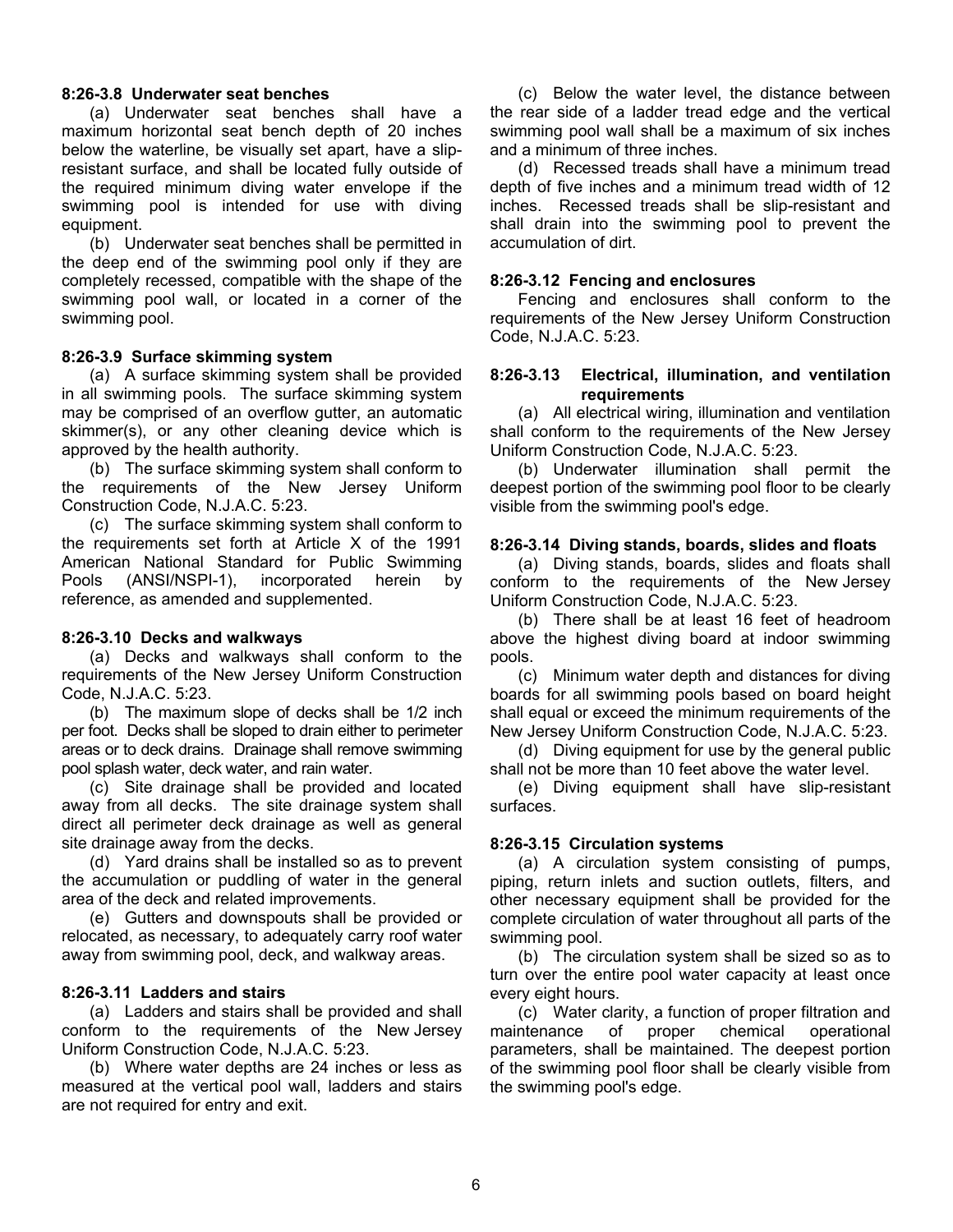#### 8:26-3.8 Underwater seat benches

(a) Underwater seat benches shall have a maximum horizontal seat bench depth of 20 inches below the waterline, be visually set apart, have a slip-resistant surface, and shall be located fully outside of the required minimum diving water envelope if the swimming pool is intended for use with diving equipment.

(b) Underwater seat benches shall be permitted in the deep end of the swimming pool only if they are completely recessed, compatible with the shape of the swimming pool wall, or located in a corner of the swimming pool.

#### 8:26-3.9 Surface skimming system

(a) A surface skimming system shall be provided in all swimming pools. The surface skimming system may be comprised of an overflow gutter, an automatic skimmer(s), or any other cleaning device which is approved by the health authority.

(b) The surface skimming system shall conform to the requirements of the New Jersey Uniform Construction Code, N.J.A.C. 5:23.

(c) The surface skimming system shall conform to the requirements set forth at Article X of the 1991 American National Standard for Public Swimming Pools (ANSI/NSPI-1), incorporated herein by reference, as amended and supplemented.

#### 8:26-3.10 Decks and walkways

(a) Decks and walkways shall conform to the requirements of the New Jersey Uniform Construction Code, N.J.A.C. 5:23.

(b) The maximum slope of decks shall be 1/2 inch per foot. Decks shall be sloped to drain either to perimeter areas or to deck drains. Drainage shall remove swimming pool splash water, deck water, and rain water.

(c) Site drainage shall be provided and located away from all decks. The site drainage system shall direct all perimeter deck drainage as well as general site drainage away from the decks.

(d) Yard drains shall be installed so as to prevent the accumulation or puddling of water in the general area of the deck and related improvements.

(e) Gutters and downspouts shall be provided or relocated, as necessary, to adequately carry roof water away from swimming pool, deck, and walkway areas.

#### 8:26-3.11 Ladders and stairs

(a) Ladders and stairs shall be provided and shall conform to the requirements of the New Jersey Uniform Construction Code, N.J.A.C. 5:23.

(b) Where water depths are 24 inches or less as measured at the vertical pool wall, ladders and stairs are not required for entry and exit.

(c) Below the water level, the distance between the rear side of a ladder tread edge and the vertical swimming pool wall shall be a maximum of six inches and a minimum of three inches.

(d) Recessed treads shall have a minimum tread depth of five inches and a minimum tread width of 12 inches. Recessed treads shall be slip-resistant and shall drain into the swimming pool to prevent the accumulation of dirt.

#### 8:26-3.12 Fencing and enclosures

Fencing and enclosures shall conform to the requirements of the New Jersey Uniform Construction Code, N.J.A.C. 5:23.

#### 8:26-3.13 Electrical, illumination, and ventilation requirements

(a) All electrical wiring, illumination and ventilation shall conform to the requirements of the New Jersey Uniform Construction Code, N.J.A.C. 5:23.

(b) Underwater illumination shall permit the deepest portion of the swimming pool floor to be clearly visible from the swimming pool's edge.

#### 8:26-3.14 Diving stands, boards, slides and floats

(a) Diving stands, boards, slides and floats shall conform to the requirements of the New Jersey Uniform Construction Code, N.J.A.C. 5:23.

(b) There shall be at least 16 feet of headroom above the highest diving board at indoor swimming pools.

(c) Minimum water depth and distances for diving boards for all swimming pools based on board height shall equal or exceed the minimum requirements of the New Jersey Uniform Construction Code, N.J.A.C. 5:23.

(d) Diving equipment for use by the general public shall not be more than 10 feet above the water level.

(e) Diving equipment shall have slip-resistant surfaces.

#### 8:26-3.15 Circulation systems

(a) A circulation system consisting of pumps, piping, return inlets and suction outlets, filters, and other necessary equipment shall be provided for the complete circulation of water throughout all parts of the swimming pool.

(b) The circulation system shall be sized so as to turn over the entire pool water capacity at least once every eight hours.

(c) Water clarity, a function of proper filtration and maintenance of proper chemical operational parameters, shall be maintained. The deepest portion of the swimming pool floor shall be clearly visible from the swimming pool's edge.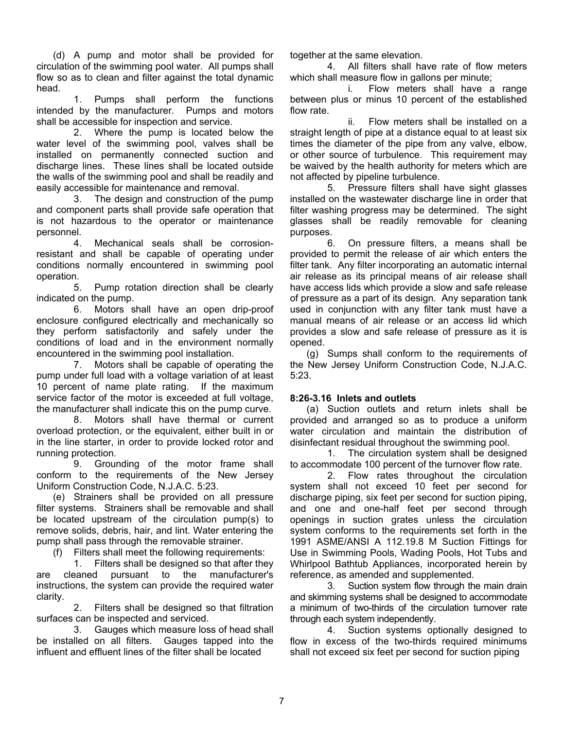(d) A pump and motor shall be provided for circulation of the swimming pool water. All pumps shall flow so as to clean and filter against the total dynamic head.

1. Pumps shall perform the functions intended by the manufacturer. Pumps and motors shall be accessible for inspection and service.

2. Where the pump is located below the water level of the swimming pool, valves shall be installed on permanently connected suction and discharge lines. These lines shall be located outside the walls of the swimming pool and shall be readily and easily accessible for maintenance and removal.

3. The design and construction of the pump and component parts shall provide safe operation that is not hazardous to the operator or maintenance personnel.

4. Mechanical seals shall be corrosion-resistant and shall be capable of operating under conditions normally encountered in swimming pool operation.

5. Pump rotation direction shall be clearly indicated on the pump.

6. Motors shall have an open drip-proof enclosure configured electrically and mechanically so they perform satisfactorily and safely under the conditions of load and in the environment normally encountered in the swimming pool installation.

7. Motors shall be capable of operating the pump under full load with a voltage variation of at least 10 percent of name plate rating. If the maximum service factor of the motor is exceeded at full voltage, the manufacturer shall indicate this on the pump curve.

8. Motors shall have thermal or current overload protection, or the equivalent, either built in or in the line starter, in order to provide locked rotor and running protection.

9. Grounding of the motor frame shall conform to the requirements of the New Jersey Uniform Construction Code, N.J.A.C. 5:23.

(e) Strainers shall be provided on all pressure filter systems. Strainers shall be removable and shall be located upstream of the circulation pump(s) to remove solids, debris, hair, and lint. Water entering the pump shall pass through the removable strainer.

(f) Filters shall meet the following requirements:

1. Filters shall be designed so that after they are cleaned pursuant to the manufacturer's instructions, the system can provide the required water clarity.

2. Filters shall be designed so that filtration surfaces can be inspected and serviced.

3. Gauges which measure loss of head shall be installed on all filters. Gauges tapped into the influent and effluent lines of the filter shall be located together at the same elevation.

4. All filters shall have rate of flow meters which shall measure flow in gallons per minute;

i. Flow meters shall have a range between plus or minus 10 percent of the established flow rate.

ii. Flow meters shall be installed on a straight length of pipe at a distance equal to at least six times the diameter of the pipe from any valve, elbow, or other source of turbulence. This requirement may be waived by the health authority for meters which are not affected by pipeline turbulence.

5. Pressure filters shall have sight glasses installed on the wastewater discharge line in order that filter washing progress may be determined. The sight glasses shall be readily removable for cleaning purposes.

6. On pressure filters, a means shall be provided to permit the release of air which enters the filter tank. Any filter incorporating an automatic internal air release as its principal means of air release shall have access lids which provide a slow and safe release of pressure as a part of its design. Any separation tank used in conjunction with any filter tank must have a manual means of air release or an access lid which provides a slow and safe release of pressure as it is opened.

(g) Sumps shall conform to the requirements of the New Jersey Uniform Construction Code, N.J.A.C. 5:23.

**8:26-3.16 Inlets and outlets**

(a) Suction outlets and return inlets shall be provided and arranged so as to produce a uniform water circulation and maintain the distribution of disinfectant residual throughout the swimming pool.

1. The circulation system shall be designed to accommodate 100 percent of the turnover flow rate.

2. Flow rates throughout the circulation system shall not exceed 10 feet per second for discharge piping, six feet per second for suction piping, and one and one-half feet per second through openings in suction grates unless the circulation system conforms to the requirements set forth in the 1991 ASME/ANSI A 112.19.8 M Suction Fittings for Use in Swimming Pools, Wading Pools, Hot Tubs and Whirlpool Bathtub Appliances, incorporated herein by reference, as amended and supplemented.

3. Suction system flow through the main drain and skimming systems shall be designed to accommodate a minimum of two-thirds of the circulation turnover rate through each system independently.

4. Suction systems optionally designed to flow in excess of the two-thirds required minimums shall not exceed six feet per second for suction piping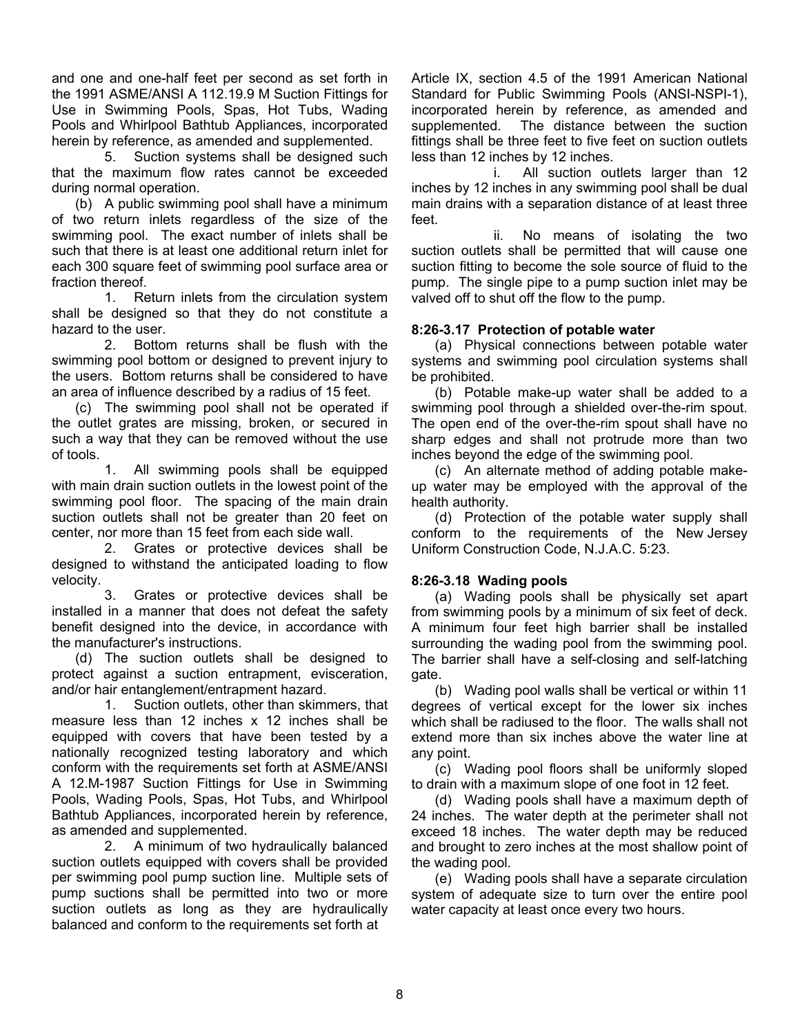and one and one-half feet per second as set forth in the 1991 ASME/ANSI A 112.19.9 M Suction Fittings for Use in Swimming Pools, Spas, Hot Tubs, Wading Pools and Whirlpool Bathtub Appliances, incorporated herein by reference, as amended and supplemented.

5. Suction systems shall be designed such that the maximum flow rates cannot be exceeded during normal operation.

(b) A public swimming pool shall have a minimum of two return inlets regardless of the size of the swimming pool. The exact number of inlets shall be such that there is at least one additional return inlet for each 300 square feet of swimming pool surface area or fraction thereof.

1. Return inlets from the circulation system shall be designed so that they do not constitute a hazard to the user.

2. Bottom returns shall be flush with the swimming pool bottom or designed to prevent injury to the users. Bottom returns shall be considered to have an area of influence described by a radius of 15 feet.

(c) The swimming pool shall not be operated if the outlet grates are missing, broken, or secured in such a way that they can be removed without the use of tools.

1. All swimming pools shall be equipped with main drain suction outlets in the lowest point of the swimming pool floor. The spacing of the main drain suction outlets shall not be greater than 20 feet on center, nor more than 15 feet from each side wall.

2. Grates or protective devices shall be designed to withstand the anticipated loading to flow velocity.

3. Grates or protective devices shall be installed in a manner that does not defeat the safety benefit designed into the device, in accordance with the manufacturer's instructions.

(d) The suction outlets shall be designed to protect against a suction entrapment, evisceration, and/or hair entanglement/entrapment hazard.

1. Suction outlets, other than skimmers, that measure less than 12 inches x 12 inches shall be equipped with covers that have been tested by a nationally recognized testing laboratory and which conform with the requirements set forth at ASME/ANSI A 12.M-1987 Suction Fittings for Use in Swimming Pools, Wading Pools, Spas, Hot Tubs, and Whirlpool Bathtub Appliances, incorporated herein by reference, as amended and supplemented.

2. A minimum of two hydraulically balanced suction outlets equipped with covers shall be provided per swimming pool pump suction line. Multiple sets of pump suctions shall be permitted into two or more suction outlets as long as they are hydraulically balanced and conform to the requirements set forth at Article IX, section 4.5 of the 1991 American National Standard for Public Swimming Pools (ANSI-NSPI-1), incorporated herein by reference, as amended and supplemented. The distance between the suction fittings shall be three feet to five feet on suction outlets less than 12 inches by 12 inches.

i. All suction outlets larger than 12 inches by 12 inches in any swimming pool shall be dual main drains with a separation distance of at least three feet.

ii. No means of isolating the two suction outlets shall be permitted that will cause one suction fitting to become the sole source of fluid to the pump. The single pipe to a pump suction inlet may be valved off to shut off the flow to the pump.

**8:26-3.17 Protection of potable water**

(a) Physical connections between potable water systems and swimming pool circulation systems shall be prohibited.

(b) Potable make-up water shall be added to a swimming pool through a shielded over-the-rim spout. The open end of the over-the-rim spout shall have no sharp edges and shall not protrude more than two inches beyond the edge of the swimming pool.

(c) An alternate method of adding potable make-up water may be employed with the approval of the health authority.

(d) Protection of the potable water supply shall conform to the requirements of the New Jersey Uniform Construction Code, N.J.A.C. 5:23.

**8:26-3.18 Wading pools**

(a) Wading pools shall be physically set apart from swimming pools by a minimum of six feet of deck. A minimum four feet high barrier shall be installed surrounding the wading pool from the swimming pool. The barrier shall have a self-closing and self-latching gate.

(b) Wading pool walls shall be vertical or within 11 degrees of vertical except for the lower six inches which shall be radiused to the floor. The walls shall not extend more than six inches above the water line at any point.

(c) Wading pool floors shall be uniformly sloped to drain with a maximum slope of one foot in 12 feet.

(d) Wading pools shall have a maximum depth of 24 inches. The water depth at the perimeter shall not exceed 18 inches. The water depth may be reduced and brought to zero inches at the most shallow point of the wading pool.

(e) Wading pools shall have a separate circulation system of adequate size to turn over the entire pool water capacity at least once every two hours.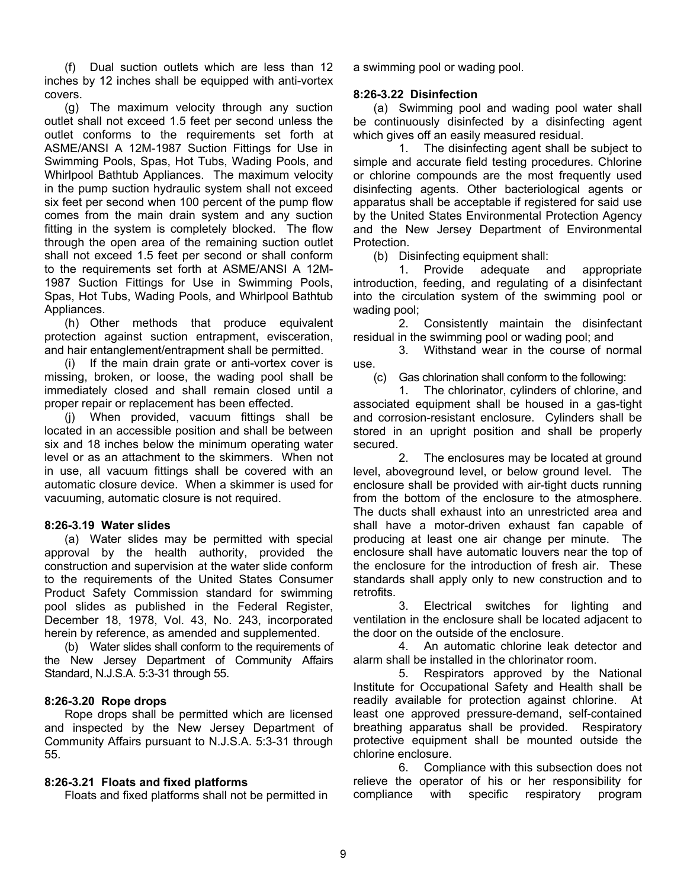(f) Dual suction outlets which are less than 12 inches by 12 inches shall be equipped with anti-vortex covers.

(g) The maximum velocity through any suction outlet shall not exceed 1.5 feet per second unless the outlet conforms to the requirements set forth at ASME/ANSI A 12M-1987 Suction Fittings for Use in Swimming Pools, Spas, Hot Tubs, Wading Pools, and Whirlpool Bathtub Appliances. The maximum velocity in the pump suction hydraulic system shall not exceed six feet per second when 100 percent of the pump flow comes from the main drain system and any suction fitting in the system is completely blocked. The flow through the open area of the remaining suction outlet shall not exceed 1.5 feet per second or shall conform to the requirements set forth at ASME/ANSI A 12M-1987 Suction Fittings for Use in Swimming Pools, Spas, Hot Tubs, Wading Pools, and Whirlpool Bathtub Appliances.

(h) Other methods that produce equivalent protection against suction entrapment, evisceration, and hair entanglement/entrapment shall be permitted.

(i) If the main drain grate or anti-vortex cover is missing, broken, or loose, the wading pool shall be immediately closed and shall remain closed until a proper repair or replacement has been effected.

(j) When provided, vacuum fittings shall be located in an accessible position and shall be between six and 18 inches below the minimum operating water level or as an attachment to the skimmers. When not in use, all vacuum fittings shall be covered with an automatic closure device. When a skimmer is used for vacuuming, automatic closure is not required.

### 8:26-3.19 Water slides

(a) Water slides may be permitted with special approval by the health authority, provided the construction and supervision at the water slide conform to the requirements of the United States Consumer Product Safety Commission standard for swimming pool slides as published in the Federal Register, December 18, 1978, Vol. 43, No. 243, incorporated herein by reference, as amended and supplemented.

(b) Water slides shall conform to the requirements of the New Jersey Department of Community Affairs Standard, N.J.S.A. 5:3-31 through 55.

### 8:26-3.20 Rope drops

Rope drops shall be permitted which are licensed and inspected by the New Jersey Department of Community Affairs pursuant to N.J.S.A. 5:3-31 through 55.

### 8:26-3.21 Floats and fixed platforms

Floats and fixed platforms shall not be permitted in a swimming pool or wading pool.

### 8:26-3.22 Disinfection

(a) Swimming pool and wading pool water shall be continuously disinfected by a disinfecting agent which gives off an easily measured residual.

1. The disinfecting agent shall be subject to simple and accurate field testing procedures. Chlorine or chlorine compounds are the most frequently used disinfecting agents. Other bacteriological agents or apparatus shall be acceptable if registered for said use by the United States Environmental Protection Agency and the New Jersey Department of Environmental Protection.

(b) Disinfecting equipment shall:

1. Provide adequate and appropriate introduction, feeding, and regulating of a disinfectant into the circulation system of the swimming pool or wading pool;

2. Consistently maintain the disinfectant residual in the swimming pool or wading pool; and

3. Withstand wear in the course of normal use.

(c) Gas chlorination shall conform to the following:

1. The chlorinator, cylinders of chlorine, and associated equipment shall be housed in a gas-tight and corrosion-resistant enclosure. Cylinders shall be stored in an upright position and shall be properly secured.

2. The enclosures may be located at ground level, aboveground level, or below ground level. The enclosure shall be provided with air-tight ducts running from the bottom of the enclosure to the atmosphere. The ducts shall exhaust into an unrestricted area and shall have a motor-driven exhaust fan capable of producing at least one air change per minute. The enclosure shall have automatic louvers near the top of the enclosure for the introduction of fresh air. These standards shall apply only to new construction and to retrofits.

3. Electrical switches for lighting and ventilation in the enclosure shall be located adjacent to the door on the outside of the enclosure.

4. An automatic chlorine leak detector and alarm shall be installed in the chlorinator room.

5. Respirators approved by the National Institute for Occupational Safety and Health shall be readily available for protection against chlorine. At least one approved pressure-demand, self-contained breathing apparatus shall be provided. Respiratory protective equipment shall be mounted outside the chlorine enclosure.

6. Compliance with this subsection does not relieve the operator of his or her responsibility for compliance with specific respiratory program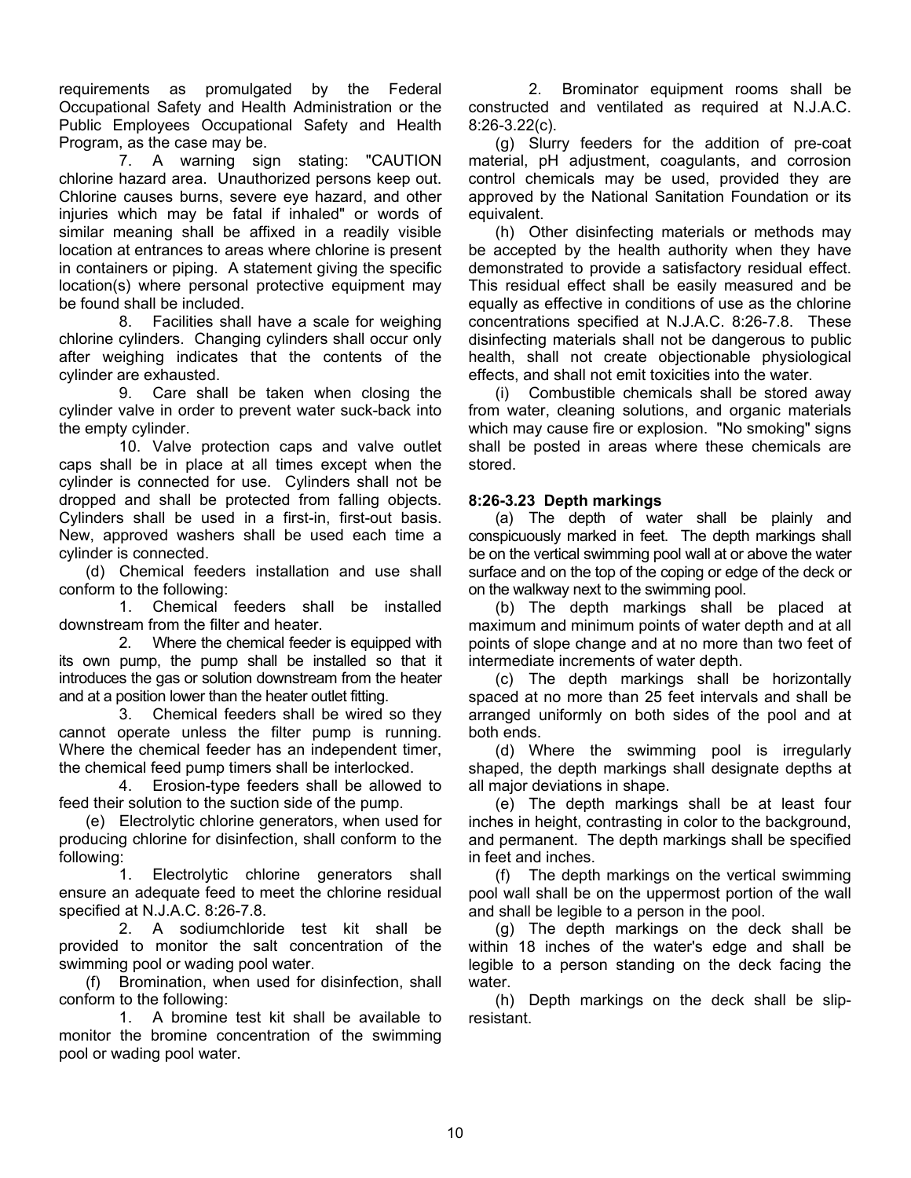requirements as promulgated by the Federal Occupational Safety and Health Administration or the Public Employees Occupational Safety and Health Program, as the case may be.

7. A warning sign stating: "CAUTION chlorine hazard area. Unauthorized persons keep out. Chlorine causes burns, severe eye hazard, and other injuries which may be fatal if inhaled" or words of similar meaning shall be affixed in a readily visible location at entrances to areas where chlorine is present in containers or piping. A statement giving the specific location(s) where personal protective equipment may be found shall be included.

8. Facilities shall have a scale for weighing chlorine cylinders. Changing cylinders shall occur only after weighing indicates that the contents of the cylinder are exhausted.

9. Care shall be taken when closing the cylinder valve in order to prevent water suck-back into the empty cylinder.

10. Valve protection caps and valve outlet caps shall be in place at all times except when the cylinder is connected for use. Cylinders shall not be dropped and shall be protected from falling objects. Cylinders shall be used in a first-in, first-out basis. New, approved washers shall be used each time a cylinder is connected.

(d) Chemical feeders installation and use shall conform to the following:

1. Chemical feeders shall be installed downstream from the filter and heater.

2. Where the chemical feeder is equipped with its own pump, the pump shall be installed so that it introduces the gas or solution downstream from the heater and at a position lower than the heater outlet fitting.

3. Chemical feeders shall be wired so they cannot operate unless the filter pump is running. Where the chemical feeder has an independent timer, the chemical feed pump timers shall be interlocked.

4. Erosion-type feeders shall be allowed to feed their solution to the suction side of the pump.

(e) Electrolytic chlorine generators, when used for producing chlorine for disinfection, shall conform to the following:

1. Electrolytic chlorine generators shall ensure an adequate feed to meet the chlorine residual specified at N.J.A.C. 8:26-7.8.

2. A sodiumchloride test kit shall be provided to monitor the salt concentration of the swimming pool or wading pool water.

(f) Bromination, when used for disinfection, shall conform to the following:

1. A bromine test kit shall be available to monitor the bromine concentration of the swimming pool or wading pool water.

2. Brominator equipment rooms shall be constructed and ventilated as required at N.J.A.C. 8:26-3.22(c).

(g) Slurry feeders for the addition of pre-coat material, pH adjustment, coagulants, and corrosion control chemicals may be used, provided they are approved by the National Sanitation Foundation or its equivalent.

(h) Other disinfecting materials or methods may be accepted by the health authority when they have demonstrated to provide a satisfactory residual effect. This residual effect shall be easily measured and be equally as effective in conditions of use as the chlorine concentrations specified at N.J.A.C. 8:26-7.8. These disinfecting materials shall not be dangerous to public health, shall not create objectionable physiological effects, and shall not emit toxicities into the water.

(i) Combustible chemicals shall be stored away from water, cleaning solutions, and organic materials which may cause fire or explosion. "No smoking" signs shall be posted in areas where these chemicals are stored.

**8:26-3.23 Depth markings**

(a) The depth of water shall be plainly and conspicuously marked in feet. The depth markings shall be on the vertical swimming pool wall at or above the water surface and on the top of the coping or edge of the deck or on the walkway next to the swimming pool.

(b) The depth markings shall be placed at maximum and minimum points of water depth and at all points of slope change and at no more than two feet of intermediate increments of water depth.

(c) The depth markings shall be horizontally spaced at no more than 25 feet intervals and shall be arranged uniformly on both sides of the pool and at both ends.

(d) Where the swimming pool is irregularly shaped, the depth markings shall designate depths at all major deviations in shape.

(e) The depth markings shall be at least four inches in height, contrasting in color to the background, and permanent. The depth markings shall be specified in feet and inches.

(f) The depth markings on the vertical swimming pool wall shall be on the uppermost portion of the wall and shall be legible to a person in the pool.

(g) The depth markings on the deck shall be within 18 inches of the water's edge and shall be legible to a person standing on the deck facing the water.

(h) Depth markings on the deck shall be slip-resistant.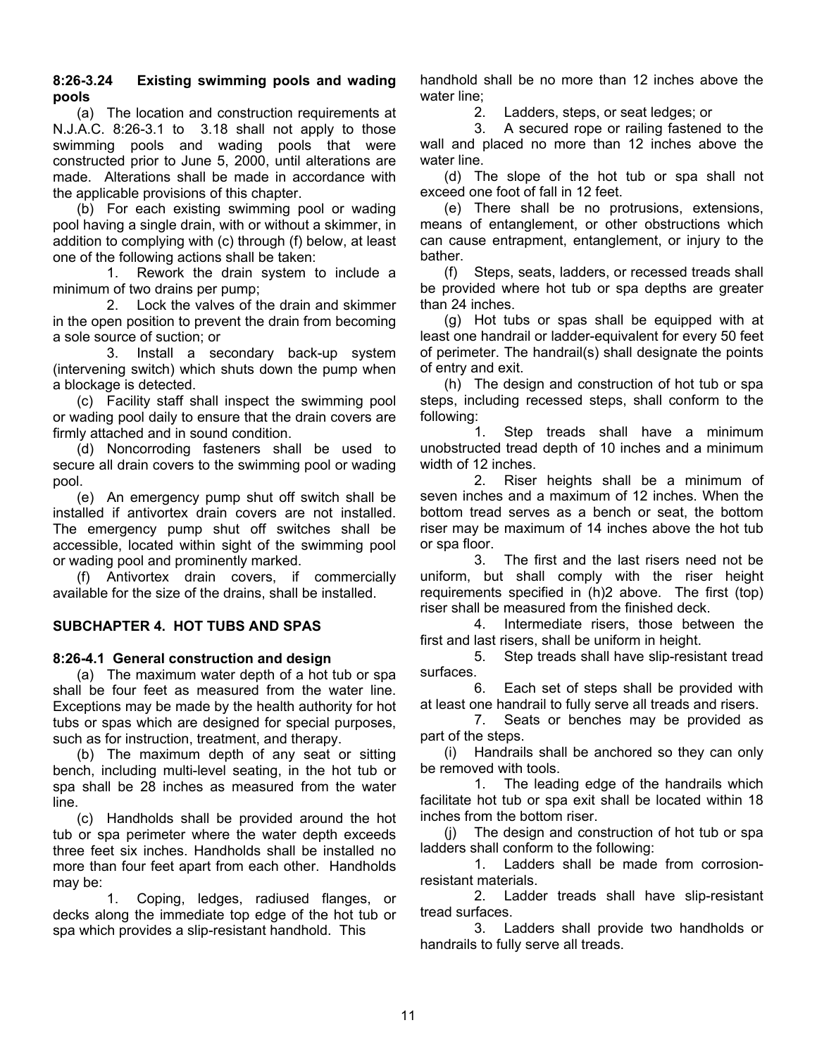**8:26-3.24 Existing swimming pools and wading pools**

(a) The location and construction requirements at N.J.A.C. 8:26-3.1 to 3.18 shall not apply to those swimming pools and wading pools that were constructed prior to June 5, 2000, until alterations are made. Alterations shall be made in accordance with the applicable provisions of this chapter.

(b) For each existing swimming pool or wading pool having a single drain, with or without a skimmer, in addition to complying with (c) through (f) below, at least one of the following actions shall be taken:

1. Rework the drain system to include a minimum of two drains per pump;
2. Lock the valves of the drain and skimmer in the open position to prevent the drain from becoming a sole source of suction; or
3. Install a secondary back-up system (intervening switch) which shuts down the pump when a blockage is detected.

(c) Facility staff shall inspect the swimming pool or wading pool daily to ensure that the drain covers are firmly attached and in sound condition.

(d) Noncorroding fasteners shall be used to secure all drain covers to the swimming pool or wading pool.

(e) An emergency pump shut off switch shall be installed if antivortex drain covers are not installed. The emergency pump shut off switches shall be accessible, located within sight of the swimming pool or wading pool and prominently marked.

(f) Antivortex drain covers, if commercially available for the size of the drains, shall be installed.

## SUBCHAPTER 4. HOT TUBS AND SPAS

**8:26-4.1 General construction and design**

(a) The maximum water depth of a hot tub or spa shall be four feet as measured from the water line. Exceptions may be made by the health authority for hot tubs or spas which are designed for special purposes, such as for instruction, treatment, and therapy.

(b) The maximum depth of any seat or sitting bench, including multi-level seating, in the hot tub or spa shall be 28 inches as measured from the water line.

(c) Handholds shall be provided around the hot tub or spa perimeter where the water depth exceeds three feet six inches. Handholds shall be installed no more than four feet apart from each other. Handholds may be:

1. Coping, ledges, radiused flanges, or decks along the immediate top edge of the hot tub or spa which provides a slip-resistant handhold. This handhold shall be no more than 12 inches above the water line;
2. Ladders, steps, or seat ledges; or
3. A secured rope or railing fastened to the wall and placed no more than 12 inches above the water line.

(d) The slope of the hot tub or spa shall not exceed one foot of fall in 12 feet.

(e) There shall be no protrusions, extensions, means of entanglement, or other obstructions which can cause entrapment, entanglement, or injury to the bather.

(f) Steps, seats, ladders, or recessed treads shall be provided where hot tub or spa depths are greater than 24 inches.

(g) Hot tubs or spas shall be equipped with at least one handrail or ladder-equivalent for every 50 feet of perimeter. The handrail(s) shall designate the points of entry and exit.

(h) The design and construction of hot tub or spa steps, including recessed steps, shall conform to the following:

1. Step treads shall have a minimum unobstructed tread depth of 10 inches and a minimum width of 12 inches.
2. Riser heights shall be a minimum of seven inches and a maximum of 12 inches. When the bottom tread serves as a bench or seat, the bottom riser may be maximum of 14 inches above the hot tub or spa floor.
3. The first and the last risers need not be uniform, but shall comply with the riser height requirements specified in (h)2 above. The first (top) riser shall be measured from the finished deck.
4. Intermediate risers, those between the first and last risers, shall be uniform in height.
5. Step treads shall have slip-resistant tread surfaces.
6. Each set of steps shall be provided with at least one handrail to fully serve all treads and risers.
7. Seats or benches may be provided as part of the steps.

(i) Handrails shall be anchored so they can only be removed with tools.

1. The leading edge of the handrails which facilitate hot tub or spa exit shall be located within 18 inches from the bottom riser.

(j) The design and construction of hot tub or spa ladders shall conform to the following:

1. Ladders shall be made from corrosion-resistant materials.
2. Ladder treads shall have slip-resistant tread surfaces.
3. Ladders shall provide two handholds or handrails to fully serve all treads.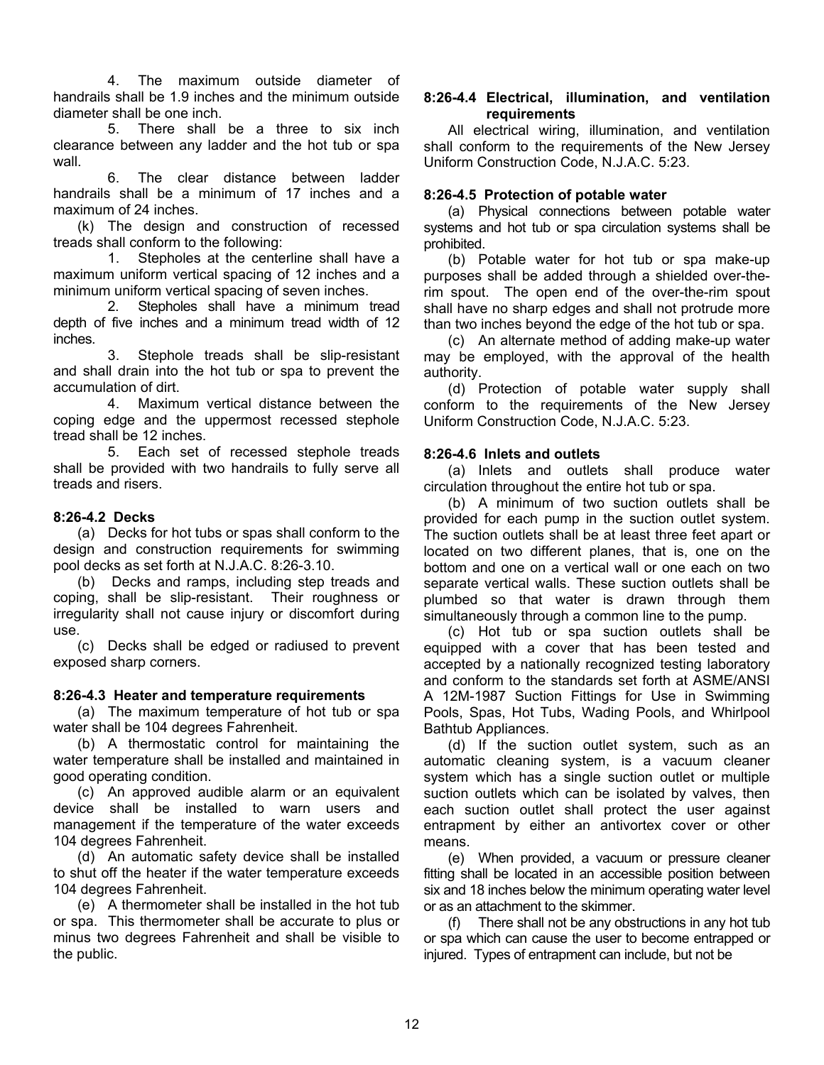4. The maximum outside diameter of handrails shall be 1.9 inches and the minimum outside diameter shall be one inch.

5. There shall be a three to six inch clearance between any ladder and the hot tub or spa wall.

6. The clear distance between ladder handrails shall be a minimum of 17 inches and a maximum of 24 inches.

(k) The design and construction of recessed treads shall conform to the following:

1. Stepholes at the centerline shall have a maximum uniform vertical spacing of 12 inches and a minimum uniform vertical spacing of seven inches.

2. Stepholes shall have a minimum tread depth of five inches and a minimum tread width of 12 inches.

3. Stephole treads shall be slip-resistant and shall drain into the hot tub or spa to prevent the accumulation of dirt.

4. Maximum vertical distance between the coping edge and the uppermost recessed stephole tread shall be 12 inches.

5. Each set of recessed stephole treads shall be provided with two handrails to fully serve all treads and risers.

**8:26-4.2 Decks**

(a) Decks for hot tubs or spas shall conform to the design and construction requirements for swimming pool decks as set forth at N.J.A.C. 8:26-3.10.

(b) Decks and ramps, including step treads and coping, shall be slip-resistant. Their roughness or irregularity shall not cause injury or discomfort during use.

(c) Decks shall be edged or radiused to prevent exposed sharp corners.

**8:26-4.3 Heater and temperature requirements**

(a) The maximum temperature of hot tub or spa water shall be 104 degrees Fahrenheit.

(b) A thermostatic control for maintaining the water temperature shall be installed and maintained in good operating condition.

(c) An approved audible alarm or an equivalent device shall be installed to warn users and management if the temperature of the water exceeds 104 degrees Fahrenheit.

(d) An automatic safety device shall be installed to shut off the heater if the water temperature exceeds 104 degrees Fahrenheit.

(e) A thermometer shall be installed in the hot tub or spa. This thermometer shall be accurate to plus or minus two degrees Fahrenheit and shall be visible to the public.

**8:26-4.4 Electrical, illumination, and ventilation requirements**

All electrical wiring, illumination, and ventilation shall conform to the requirements of the New Jersey Uniform Construction Code, N.J.A.C. 5:23.

**8:26-4.5 Protection of potable water**

(a) Physical connections between potable water systems and hot tub or spa circulation systems shall be prohibited.

(b) Potable water for hot tub or spa make-up purposes shall be added through a shielded over-the-rim spout. The open end of the over-the-rim spout shall have no sharp edges and shall not protrude more than two inches beyond the edge of the hot tub or spa.

(c) An alternate method of adding make-up water may be employed, with the approval of the health authority.

(d) Protection of potable water supply shall conform to the requirements of the New Jersey Uniform Construction Code, N.J.A.C. 5:23.

**8:26-4.6 Inlets and outlets**

(a) Inlets and outlets shall produce water circulation throughout the entire hot tub or spa.

(b) A minimum of two suction outlets shall be provided for each pump in the suction outlet system. The suction outlets shall be at least three feet apart or located on two different planes, that is, one on the bottom and one on a vertical wall or one each on two separate vertical walls. These suction outlets shall be plumbed so that water is drawn through them simultaneously through a common line to the pump.

(c) Hot tub or spa suction outlets shall be equipped with a cover that has been tested and accepted by a nationally recognized testing laboratory and conform to the standards set forth at ASME/ANSI A 12M-1987 Suction Fittings for Use in Swimming Pools, Spas, Hot Tubs, Wading Pools, and Whirlpool Bathtub Appliances.

(d) If the suction outlet system, such as an automatic cleaning system, is a vacuum cleaner system which has a single suction outlet or multiple suction outlets which can be isolated by valves, then each suction outlet shall protect the user against entrapment by either an antivortex cover or other means.

(e) When provided, a vacuum or pressure cleaner fitting shall be located in an accessible position between six and 18 inches below the minimum operating water level or as an attachment to the skimmer.

(f) There shall not be any obstructions in any hot tub or spa which can cause the user to become entrapped or injured. Types of entrapment can include, but not be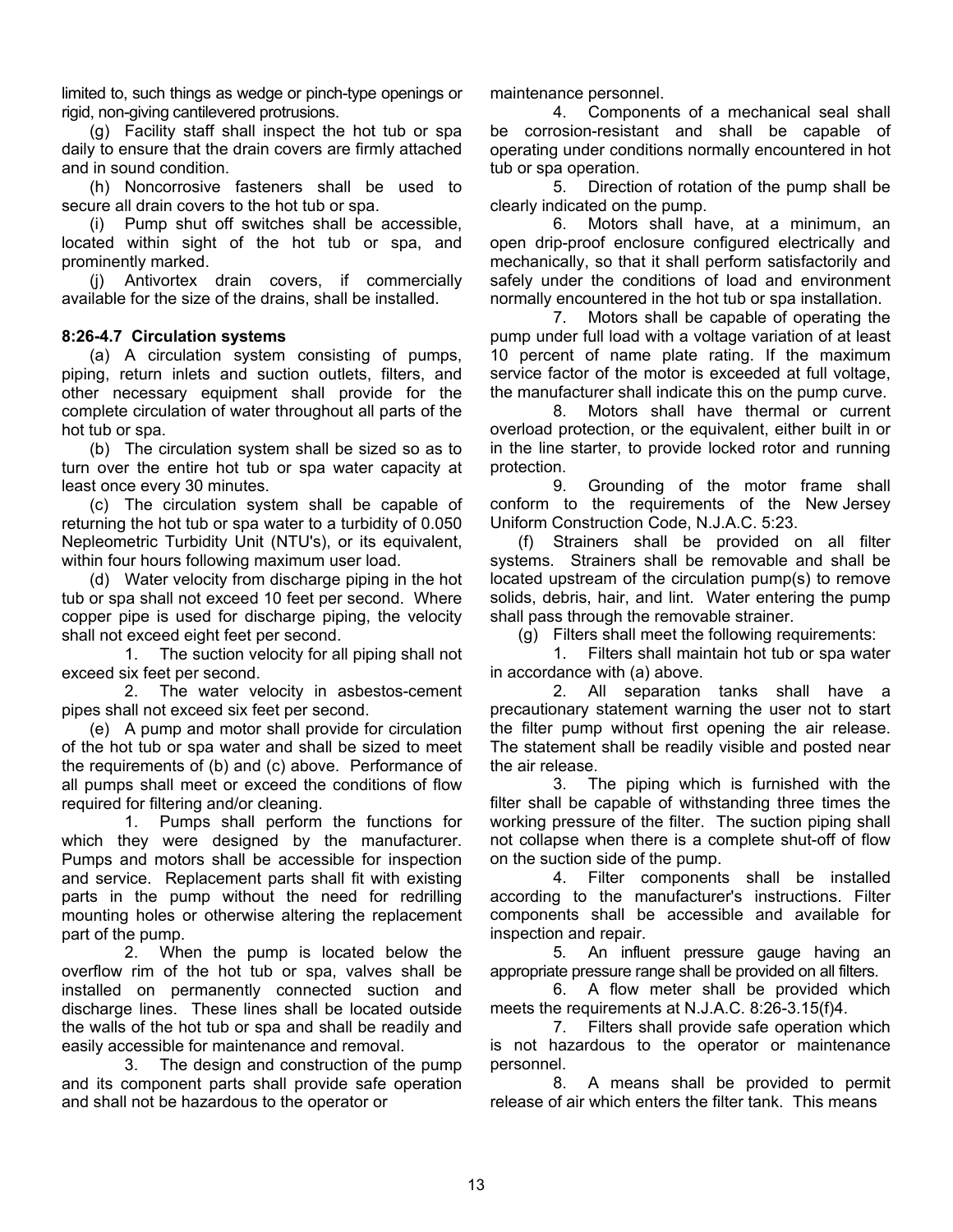limited to, such things as wedge or pinch-type openings or rigid, non-giving cantilevered protrusions.

(g) Facility staff shall inspect the hot tub or spa daily to ensure that the drain covers are firmly attached and in sound condition.

(h) Noncorrosive fasteners shall be used to secure all drain covers to the hot tub or spa.

(i) Pump shut off switches shall be accessible, located within sight of the hot tub or spa, and prominently marked.

(j) Antivortex drain covers, if commercially available for the size of the drains, shall be installed.

**8:26-4.7 Circulation systems**

(a) A circulation system consisting of pumps, piping, return inlets and suction outlets, filters, and other necessary equipment shall provide for the complete circulation of water throughout all parts of the hot tub or spa.

(b) The circulation system shall be sized so as to turn over the entire hot tub or spa water capacity at least once every 30 minutes.

(c) The circulation system shall be capable of returning the hot tub or spa water to a turbidity of 0.050 Nepleometric Turbidity Unit (NTU's), or its equivalent, within four hours following maximum user load.

(d) Water velocity from discharge piping in the hot tub or spa shall not exceed 10 feet per second. Where copper pipe is used for discharge piping, the velocity shall not exceed eight feet per second.

1. The suction velocity for all piping shall not exceed six feet per second.

2. The water velocity in asbestos-cement pipes shall not exceed six feet per second.

(e) A pump and motor shall provide for circulation of the hot tub or spa water and shall be sized to meet the requirements of (b) and (c) above. Performance of all pumps shall meet or exceed the conditions of flow required for filtering and/or cleaning.

1. Pumps shall perform the functions for which they were designed by the manufacturer. Pumps and motors shall be accessible for inspection and service. Replacement parts shall fit with existing parts in the pump without the need for redrilling mounting holes or otherwise altering the replacement part of the pump.

2. When the pump is located below the overflow rim of the hot tub or spa, valves shall be installed on permanently connected suction and discharge lines. These lines shall be located outside the walls of the hot tub or spa and shall be readily and easily accessible for maintenance and removal.

3. The design and construction of the pump and its component parts shall provide safe operation and shall not be hazardous to the operator or maintenance personnel.

4. Components of a mechanical seal shall be corrosion-resistant and shall be capable of operating under conditions normally encountered in hot tub or spa operation.

5. Direction of rotation of the pump shall be clearly indicated on the pump.

6. Motors shall have, at a minimum, an open drip-proof enclosure configured electrically and mechanically, so that it shall perform satisfactorily and safely under the conditions of load and environment normally encountered in the hot tub or spa installation.

7. Motors shall be capable of operating the pump under full load with a voltage variation of at least 10 percent of name plate rating. If the maximum service factor of the motor is exceeded at full voltage, the manufacturer shall indicate this on the pump curve.

8. Motors shall have thermal or current overload protection, or the equivalent, either built in or in the line starter, to provide locked rotor and running protection.

9. Grounding of the motor frame shall conform to the requirements of the New Jersey Uniform Construction Code, N.J.A.C. 5:23.

(f) Strainers shall be provided on all filter systems. Strainers shall be removable and shall be located upstream of the circulation pump(s) to remove solids, debris, hair, and lint. Water entering the pump shall pass through the removable strainer.

(g) Filters shall meet the following requirements:

1. Filters shall maintain hot tub or spa water in accordance with (a) above.

2. All separation tanks shall have a precautionary statement warning the user not to start the filter pump without first opening the air release. The statement shall be readily visible and posted near the air release.

3. The piping which is furnished with the filter shall be capable of withstanding three times the working pressure of the filter. The suction piping shall not collapse when there is a complete shut-off of flow on the suction side of the pump.

4. Filter components shall be installed according to the manufacturer's instructions. Filter components shall be accessible and available for inspection and repair.

5. An influent pressure gauge having an appropriate pressure range shall be provided on all filters.

6. A flow meter shall be provided which meets the requirements at N.J.A.C. 8:26-3.15(f)4.

7. Filters shall provide safe operation which is not hazardous to the operator or maintenance personnel.

8. A means shall be provided to permit release of air which enters the filter tank. This means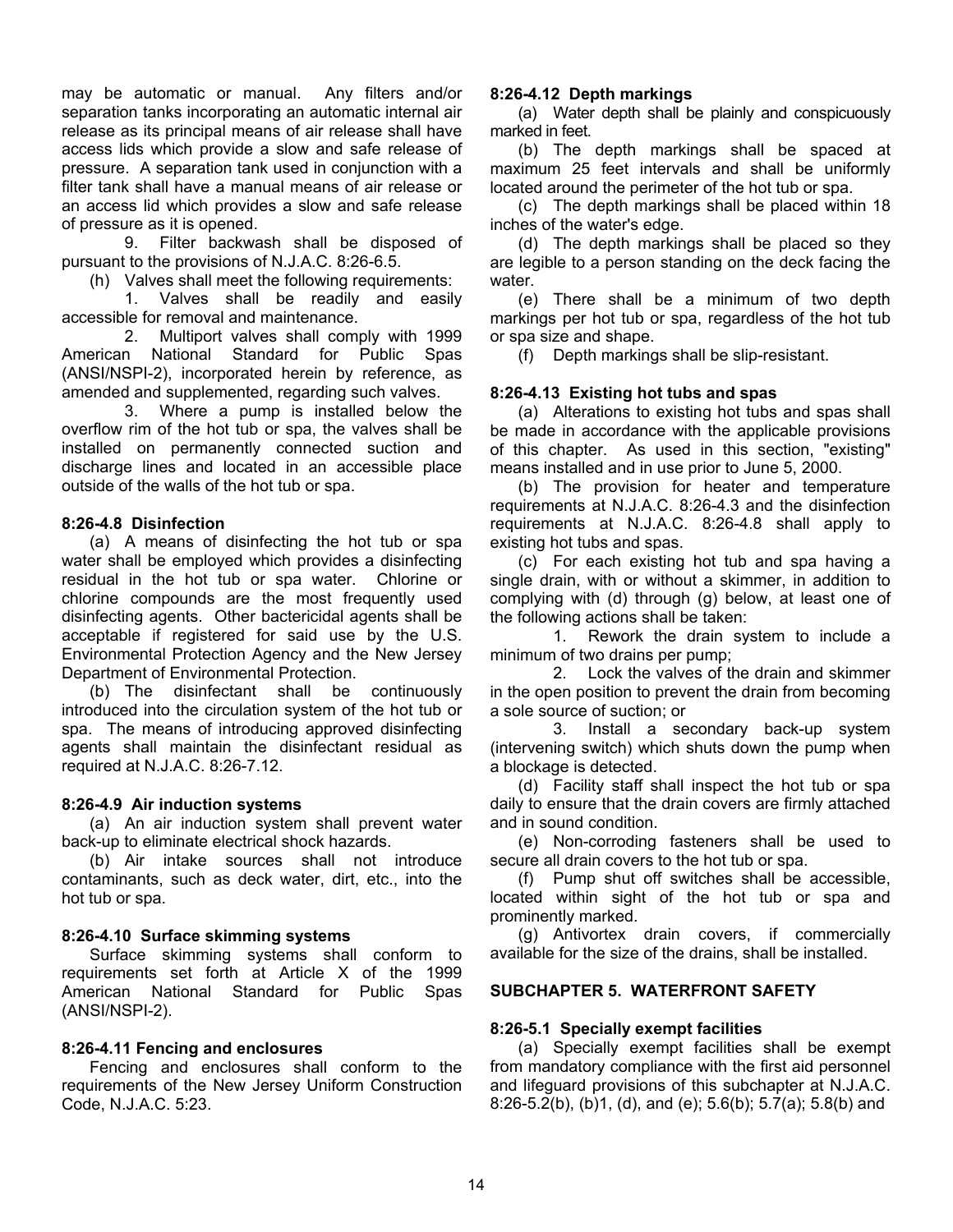may be automatic or manual. Any filters and/or separation tanks incorporating an automatic internal air release as its principal means of air release shall have access lids which provide a slow and safe release of pressure. A separation tank used in conjunction with a filter tank shall have a manual means of air release or an access lid which provides a slow and safe release of pressure as it is opened.

9. Filter backwash shall be disposed of pursuant to the provisions of N.J.A.C. 8:26-6.5.

(h) Valves shall meet the following requirements:

1. Valves shall be readily and easily accessible for removal and maintenance.

2. Multiport valves shall comply with 1999 American National Standard for Public Spas (ANSI/NSPI-2), incorporated herein by reference, as amended and supplemented, regarding such valves.

3. Where a pump is installed below the overflow rim of the hot tub or spa, the valves shall be installed on permanently connected suction and discharge lines and located in an accessible place outside of the walls of the hot tub or spa.

**8:26-4.8 Disinfection**

(a) A means of disinfecting the hot tub or spa water shall be employed which provides a disinfecting residual in the hot tub or spa water. Chlorine or chlorine compounds are the most frequently used disinfecting agents. Other bactericidal agents shall be acceptable if registered for said use by the U.S. Environmental Protection Agency and the New Jersey Department of Environmental Protection.

(b) The disinfectant shall be continuously introduced into the circulation system of the hot tub or spa. The means of introducing approved disinfecting agents shall maintain the disinfectant residual as required at N.J.A.C. 8:26-7.12.

**8:26-4.9 Air induction systems**

(a) An air induction system shall prevent water back-up to eliminate electrical shock hazards.

(b) Air intake sources shall not introduce contaminants, such as deck water, dirt, etc., into the hot tub or spa.

**8:26-4.10 Surface skimming systems**

Surface skimming systems shall conform to requirements set forth at Article X of the 1999 American National Standard for Public Spas (ANSI/NSPI-2).

**8:26-4.11 Fencing and enclosures**

Fencing and enclosures shall conform to the requirements of the New Jersey Uniform Construction Code, N.J.A.C. 5:23.

**8:26-4.12 Depth markings**

(a) Water depth shall be plainly and conspicuously marked in feet.

(b) The depth markings shall be spaced at maximum 25 feet intervals and shall be uniformly located around the perimeter of the hot tub or spa.

(c) The depth markings shall be placed within 18 inches of the water's edge.

(d) The depth markings shall be placed so they are legible to a person standing on the deck facing the water.

(e) There shall be a minimum of two depth markings per hot tub or spa, regardless of the hot tub or spa size and shape.

(f) Depth markings shall be slip-resistant.

**8:26-4.13 Existing hot tubs and spas**

(a) Alterations to existing hot tubs and spas shall be made in accordance with the applicable provisions of this chapter. As used in this section, "existing" means installed and in use prior to June 5, 2000.

(b) The provision for heater and temperature requirements at N.J.A.C. 8:26-4.3 and the disinfection requirements at N.J.A.C. 8:26-4.8 shall apply to existing hot tubs and spas.

(c) For each existing hot tub and spa having a single drain, with or without a skimmer, in addition to complying with (d) through (g) below, at least one of the following actions shall be taken:

1. Rework the drain system to include a minimum of two drains per pump;

2. Lock the valves of the drain and skimmer in the open position to prevent the drain from becoming a sole source of suction; or

3. Install a secondary back-up system (intervening switch) which shuts down the pump when a blockage is detected.

(d) Facility staff shall inspect the hot tub or spa daily to ensure that the drain covers are firmly attached and in sound condition.

(e) Non-corroding fasteners shall be used to secure all drain covers to the hot tub or spa.

(f) Pump shut off switches shall be accessible, located within sight of the hot tub or spa and prominently marked.

(g) Antivortex drain covers, if commercially available for the size of the drains, shall be installed.

## SUBCHAPTER 5. WATERFRONT SAFETY

**8:26-5.1 Specially exempt facilities**

(a) Specially exempt facilities shall be exempt from mandatory compliance with the first aid personnel and lifeguard provisions of this subchapter at N.J.A.C. 8:26-5.2(b), (b)1, (d), and (e); 5.6(b); 5.7(a); 5.8(b) and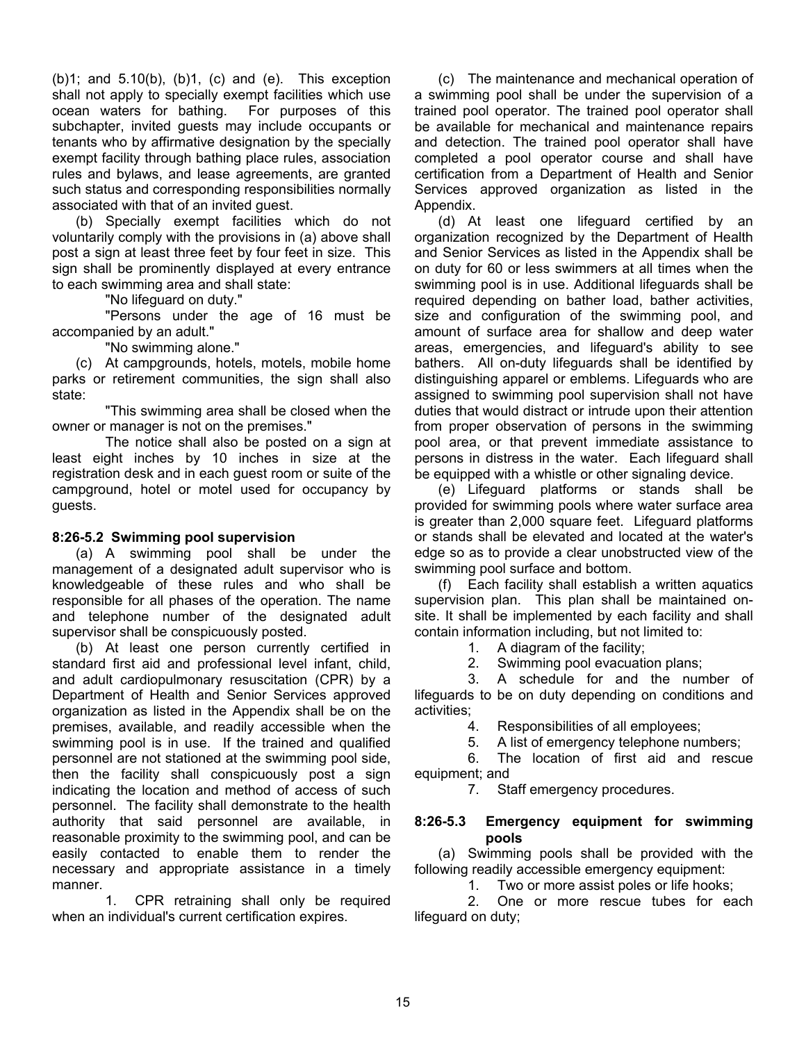(b)1; and 5.10(b), (b)1, (c) and (e). This exception shall not apply to specially exempt facilities which use ocean waters for bathing. For purposes of this subchapter, invited guests may include occupants or tenants who by affirmative designation by the specially exempt facility through bathing place rules, association rules and bylaws, and lease agreements, are granted such status and corresponding responsibilities normally associated with that of an invited guest.

(b) Specially exempt facilities which do not voluntarily comply with the provisions in (a) above shall post a sign at least three feet by four feet in size. This sign shall be prominently displayed at every entrance to each swimming area and shall state:

"No lifeguard on duty."

"Persons under the age of 16 must be accompanied by an adult."

"No swimming alone."

(c) At campgrounds, hotels, motels, mobile home parks or retirement communities, the sign shall also state:

"This swimming area shall be closed when the owner or manager is not on the premises."

The notice shall also be posted on a sign at least eight inches by 10 inches in size at the registration desk and in each guest room or suite of the campground, hotel or motel used for occupancy by guests.

**8:26-5.2 Swimming pool supervision**

(a) A swimming pool shall be under the management of a designated adult supervisor who is knowledgeable of these rules and who shall be responsible for all phases of the operation. The name and telephone number of the designated adult supervisor shall be conspicuously posted.

(b) At least one person currently certified in standard first aid and professional level infant, child, and adult cardiopulmonary resuscitation (CPR) by a Department of Health and Senior Services approved organization as listed in the Appendix shall be on the premises, available, and readily accessible when the swimming pool is in use. If the trained and qualified personnel are not stationed at the swimming pool side, then the facility shall conspicuously post a sign indicating the location and method of access of such personnel. The facility shall demonstrate to the health authority that said personnel are available, in reasonable proximity to the swimming pool, and can be easily contacted to enable them to render the necessary and appropriate assistance in a timely manner.

1. CPR retraining shall only be required when an individual's current certification expires.

(c) The maintenance and mechanical operation of a swimming pool shall be under the supervision of a trained pool operator. The trained pool operator shall be available for mechanical and maintenance repairs and detection. The trained pool operator shall have completed a pool operator course and shall have certification from a Department of Health and Senior Services approved organization as listed in the Appendix.

(d) At least one lifeguard certified by an organization recognized by the Department of Health and Senior Services as listed in the Appendix shall be on duty for 60 or less swimmers at all times when the swimming pool is in use. Additional lifeguards shall be required depending on bather load, bather activities, size and configuration of the swimming pool, and amount of surface area for shallow and deep water areas, emergencies, and lifeguard's ability to see bathers. All on-duty lifeguards shall be identified by distinguishing apparel or emblems. Lifeguards who are assigned to swimming pool supervision shall not have duties that would distract or intrude upon their attention from proper observation of persons in the swimming pool area, or that prevent immediate assistance to persons in distress in the water. Each lifeguard shall be equipped with a whistle or other signaling device.

(e) Lifeguard platforms or stands shall be provided for swimming pools where water surface area is greater than 2,000 square feet. Lifeguard platforms or stands shall be elevated and located at the water's edge so as to provide a clear unobstructed view of the swimming pool surface and bottom.

(f) Each facility shall establish a written aquatics supervision plan. This plan shall be maintained on-site. It shall be implemented by each facility and shall contain information including, but not limited to:

1. A diagram of the facility;
2. Swimming pool evacuation plans;
3. A schedule for and the number of lifeguards to be on duty depending on conditions and activities;
4. Responsibilities of all employees;
5. A list of emergency telephone numbers;
6. The location of first aid and rescue equipment; and
7. Staff emergency procedures.

**8:26-5.3 Emergency equipment for swimming pools**

(a) Swimming pools shall be provided with the following readily accessible emergency equipment:

1. Two or more assist poles or life hooks;
2. One or more rescue tubes for each lifeguard on duty;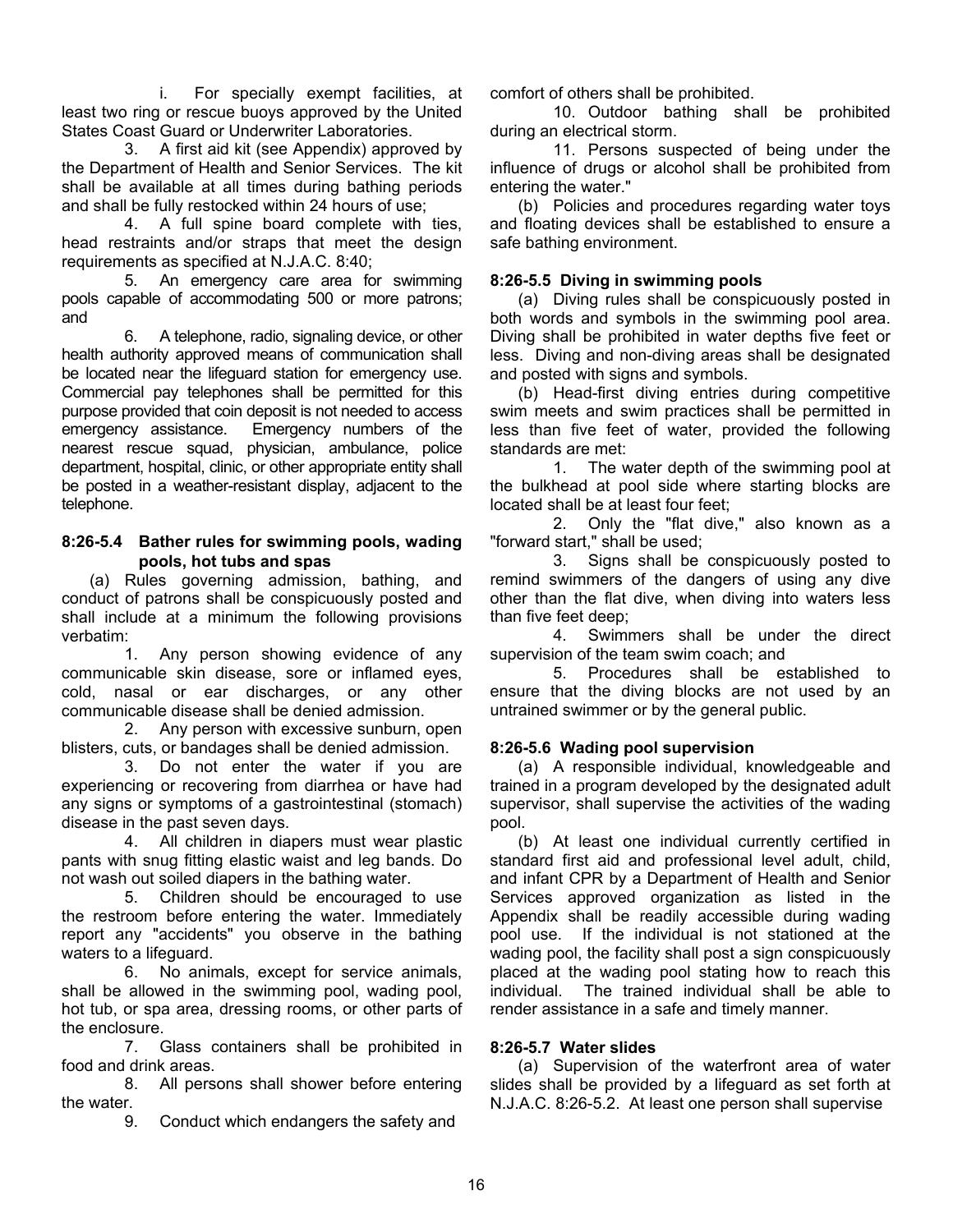i. For specially exempt facilities, at least two ring or rescue buoys approved by the United States Coast Guard or Underwriter Laboratories.

3. A first aid kit (see Appendix) approved by the Department of Health and Senior Services. The kit shall be available at all times during bathing periods and shall be fully restocked within 24 hours of use;

4. A full spine board complete with ties, head restraints and/or straps that meet the design requirements as specified at N.J.A.C. 8:40;

5. An emergency care area for swimming pools capable of accommodating 500 or more patrons; and

6. A telephone, radio, signaling device, or other health authority approved means of communication shall be located near the lifeguard station for emergency use. Commercial pay telephones shall be permitted for this purpose provided that coin deposit is not needed to access emergency assistance. Emergency numbers of the nearest rescue squad, physician, ambulance, police department, hospital, clinic, or other appropriate entity shall be posted in a weather-resistant display, adjacent to the telephone.

### 8:26-5.4 Bather rules for swimming pools, wading pools, hot tubs and spas

(a) Rules governing admission, bathing, and conduct of patrons shall be conspicuously posted and shall include at a minimum the following provisions verbatim:

1. Any person showing evidence of any communicable skin disease, sore or inflamed eyes, cold, nasal or ear discharges, or any other communicable disease shall be denied admission.

2. Any person with excessive sunburn, open blisters, cuts, or bandages shall be denied admission.

3. Do not enter the water if you are experiencing or recovering from diarrhea or have had any signs or symptoms of a gastrointestinal (stomach) disease in the past seven days.

4. All children in diapers must wear plastic pants with snug fitting elastic waist and leg bands. Do not wash out soiled diapers in the bathing water.

5. Children should be encouraged to use the restroom before entering the water. Immediately report any "accidents" you observe in the bathing waters to a lifeguard.

6. No animals, except for service animals, shall be allowed in the swimming pool, wading pool, hot tub, or spa area, dressing rooms, or other parts of the enclosure.

7. Glass containers shall be prohibited in food and drink areas.

8. All persons shall shower before entering the water.

9. Conduct which endangers the safety and comfort of others shall be prohibited.

10. Outdoor bathing shall be prohibited during an electrical storm.

11. Persons suspected of being under the influence of drugs or alcohol shall be prohibited from entering the water."

(b) Policies and procedures regarding water toys and floating devices shall be established to ensure a safe bathing environment.

### 8:26-5.5 Diving in swimming pools

(a) Diving rules shall be conspicuously posted in both words and symbols in the swimming pool area. Diving shall be prohibited in water depths five feet or less. Diving and non-diving areas shall be designated and posted with signs and symbols.

(b) Head-first diving entries during competitive swim meets and swim practices shall be permitted in less than five feet of water, provided the following standards are met:

1. The water depth of the swimming pool at the bulkhead at pool side where starting blocks are located shall be at least four feet;

2. Only the "flat dive," also known as a "forward start," shall be used;

3. Signs shall be conspicuously posted to remind swimmers of the dangers of using any dive other than the flat dive, when diving into waters less than five feet deep;

4. Swimmers shall be under the direct supervision of the team swim coach; and

5. Procedures shall be established to ensure that the diving blocks are not used by an untrained swimmer or by the general public.

### 8:26-5.6 Wading pool supervision

(a) A responsible individual, knowledgeable and trained in a program developed by the designated adult supervisor, shall supervise the activities of the wading pool.

(b) At least one individual currently certified in standard first aid and professional level adult, child, and infant CPR by a Department of Health and Senior Services approved organization as listed in the Appendix shall be readily accessible during wading pool use. If the individual is not stationed at the wading pool, the facility shall post a sign conspicuously placed at the wading pool stating how to reach this individual. The trained individual shall be able to render assistance in a safe and timely manner.

### 8:26-5.7 Water slides

(a) Supervision of the waterfront area of water slides shall be provided by a lifeguard as set forth at N.J.A.C. 8:26-5.2. At least one person shall supervise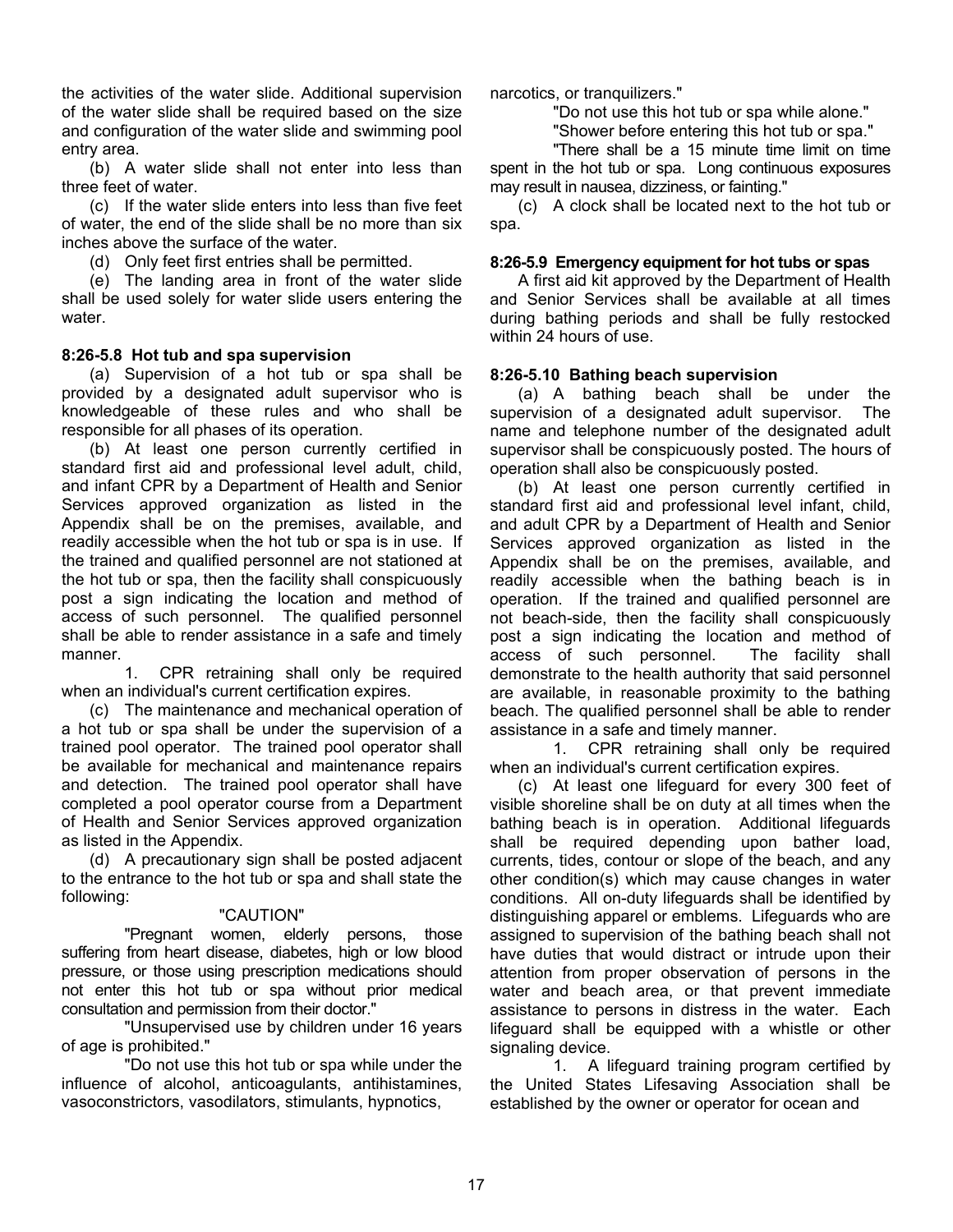the activities of the water slide. Additional supervision of the water slide shall be required based on the size and configuration of the water slide and swimming pool entry area.

(b) A water slide shall not enter into less than three feet of water.

(c) If the water slide enters into less than five feet of water, the end of the slide shall be no more than six inches above the surface of the water.

(d) Only feet first entries shall be permitted.

(e) The landing area in front of the water slide shall be used solely for water slide users entering the water.

**8:26-5.8 Hot tub and spa supervision**

(a) Supervision of a hot tub or spa shall be provided by a designated adult supervisor who is knowledgeable of these rules and who shall be responsible for all phases of its operation.

(b) At least one person currently certified in standard first aid and professional level adult, child, and infant CPR by a Department of Health and Senior Services approved organization as listed in the Appendix shall be on the premises, available, and readily accessible when the hot tub or spa is in use. If the trained and qualified personnel are not stationed at the hot tub or spa, then the facility shall conspicuously post a sign indicating the location and method of access of such personnel. The qualified personnel shall be able to render assistance in a safe and timely manner.

1. CPR retraining shall only be required when an individual's current certification expires.

(c) The maintenance and mechanical operation of a hot tub or spa shall be under the supervision of a trained pool operator. The trained pool operator shall be available for mechanical and maintenance repairs and detection. The trained pool operator shall have completed a pool operator course from a Department of Health and Senior Services approved organization as listed in the Appendix.

(d) A precautionary sign shall be posted adjacent to the entrance to the hot tub or spa and shall state the following:

"CAUTION"

"Pregnant women, elderly persons, those suffering from heart disease, diabetes, high or low blood pressure, or those using prescription medications should not enter this hot tub or spa without prior medical consultation and permission from their doctor."

"Unsupervised use by children under 16 years of age is prohibited."

"Do not use this hot tub or spa while under the influence of alcohol, anticoagulants, antihistamines, vasoconstrictors, vasodilators, stimulants, hypnotics, narcotics, or tranquilizers."

"Do not use this hot tub or spa while alone."

"Shower before entering this hot tub or spa."

"There shall be a 15 minute time limit on time spent in the hot tub or spa. Long continuous exposures may result in nausea, dizziness, or fainting."

(e) A clock shall be located next to the hot tub or spa.

**8:26-5.9 Emergency equipment for hot tubs or spas**

A first aid kit approved by the Department of Health and Senior Services shall be available at all times during bathing periods and shall be fully restocked within 24 hours of use.

**8:26-5.10 Bathing beach supervision**

(a) A bathing beach shall be under the supervision of a designated adult supervisor. The name and telephone number of the designated adult supervisor shall be conspicuously posted. The hours of operation shall also be conspicuously posted.

(b) At least one person currently certified in standard first aid and professional level infant, child, and adult CPR by a Department of Health and Senior Services approved organization as listed in the Appendix shall be on the premises, available, and readily accessible when the bathing beach is in operation. If the trained and qualified personnel are not beach-side, then the facility shall conspicuously post a sign indicating the location and method of access of such personnel. The facility shall demonstrate to the health authority that said personnel are available, in reasonable proximity to the bathing beach. The qualified personnel shall be able to render assistance in a safe and timely manner.

1. CPR retraining shall only be required when an individual's current certification expires.

(c) At least one lifeguard for every 300 feet of visible shoreline shall be on duty at all times when the bathing beach is in operation. Additional lifeguards shall be required depending upon bather load, currents, tides, contour or slope of the beach, and any other condition(s) which may cause changes in water conditions. All on-duty lifeguards shall be identified by distinguishing apparel or emblems. Lifeguards who are assigned to supervision of the bathing beach shall not have duties that would distract or intrude upon their attention from proper observation of persons in the water and beach area, or that prevent immediate assistance to persons in distress in the water. Each lifeguard shall be equipped with a whistle or other signaling device.

1. A lifeguard training program certified by the United States Lifesaving Association shall be established by the owner or operator for ocean and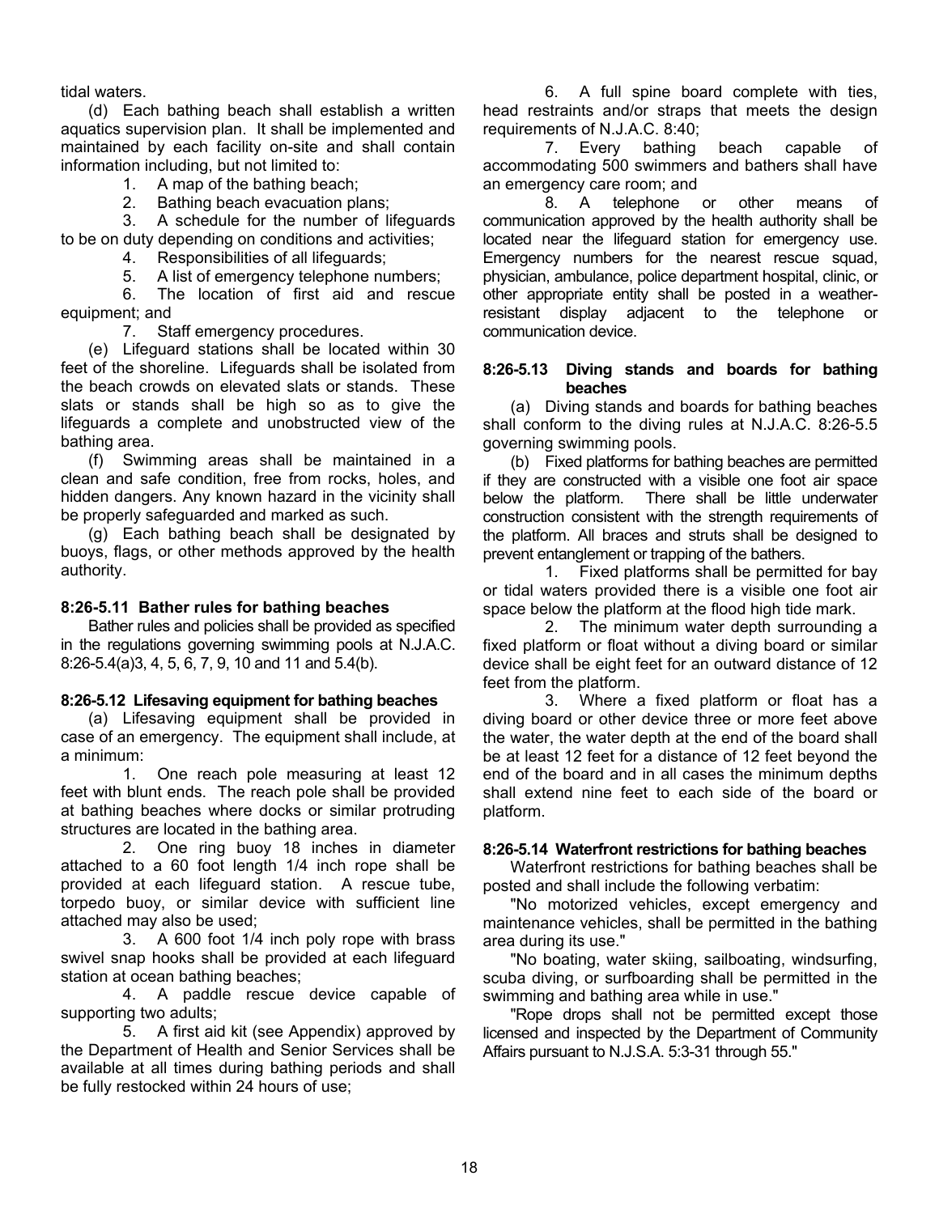tidal waters.

(d) Each bathing beach shall establish a written aquatics supervision plan. It shall be implemented and maintained by each facility on-site and shall contain information including, but not limited to:

1. A map of the bathing beach;
2. Bathing beach evacuation plans;
3. A schedule for the number of lifeguards to be on duty depending on conditions and activities;
4. Responsibilities of all lifeguards;
5. A list of emergency telephone numbers;
6. The location of first aid and rescue equipment; and
7. Staff emergency procedures.

(e) Lifeguard stations shall be located within 30 feet of the shoreline. Lifeguards shall be isolated from the beach crowds on elevated slats or stands. These slats or stands shall be high so as to give the lifeguards a complete and unobstructed view of the bathing area.

(f) Swimming areas shall be maintained in a clean and safe condition, free from rocks, holes, and hidden dangers. Any known hazard in the vicinity shall be properly safeguarded and marked as such.

(g) Each bathing beach shall be designated by buoys, flags, or other methods approved by the health authority.

### 8:26-5.11 Bather rules for bathing beaches

Bather rules and policies shall be provided as specified in the regulations governing swimming pools at N.J.A.C. 8:26-5.4(a)3, 4, 5, 6, 7, 9, 10 and 11 and 5.4(b).

### 8:26-5.12 Lifesaving equipment for bathing beaches

(a) Lifesaving equipment shall be provided in case of an emergency. The equipment shall include, at a minimum:

1. One reach pole measuring at least 12 feet with blunt ends. The reach pole shall be provided at bathing beaches where docks or similar protruding structures are located in the bathing area.
2. One ring buoy 18 inches in diameter attached to a 60 foot length 1/4 inch rope shall be provided at each lifeguard station. A rescue tube, torpedo buoy, or similar device with sufficient line attached may also be used;
3. A 600 foot 1/4 inch poly rope with brass swivel snap hooks shall be provided at each lifeguard station at ocean bathing beaches;
4. A paddle rescue device capable of supporting two adults;
5. A first aid kit (see Appendix) approved by the Department of Health and Senior Services shall be available at all times during bathing periods and shall be fully restocked within 24 hours of use;
6. A full spine board complete with ties, head restraints and/or straps that meets the design requirements of N.J.A.C. 8:40;
7. Every bathing beach capable of accommodating 500 swimmers and bathers shall have an emergency care room; and
8. A telephone or other means of communication approved by the health authority shall be located near the lifeguard station for emergency use. Emergency numbers for the nearest rescue squad, physician, ambulance, police department hospital, clinic, or other appropriate entity shall be posted in a weather-resistant display adjacent to the telephone or communication device.

### 8:26-5.13 Diving stands and boards for bathing beaches

(a) Diving stands and boards for bathing beaches shall conform to the diving rules at N.J.A.C. 8:26-5.5 governing swimming pools.

(b) Fixed platforms for bathing beaches are permitted if they are constructed with a visible one foot air space below the platform. There shall be little underwater construction consistent with the strength requirements of the platform. All braces and struts shall be designed to prevent entanglement or trapping of the bathers.

1. Fixed platforms shall be permitted for bay or tidal waters provided there is a visible one foot air space below the platform at the flood high tide mark.
2. The minimum water depth surrounding a fixed platform or float without a diving board or similar device shall be eight feet for an outward distance of 12 feet from the platform.
3. Where a fixed platform or float has a diving board or other device three or more feet above the water, the water depth at the end of the board shall be at least 12 feet for a distance of 12 feet beyond the end of the board and in all cases the minimum depths shall extend nine feet to each side of the board or platform.

### 8:26-5.14 Waterfront restrictions for bathing beaches

Waterfront restrictions for bathing beaches shall be posted and shall include the following verbatim:

"No motorized vehicles, except emergency and maintenance vehicles, shall be permitted in the bathing area during its use."

"No boating, water skiing, sailboating, windsurfing, scuba diving, or surfboarding shall be permitted in the swimming and bathing area while in use."

"Rope drops shall not be permitted except those licensed and inspected by the Department of Community Affairs pursuant to N.J.S.A. 5:3-31 through 55."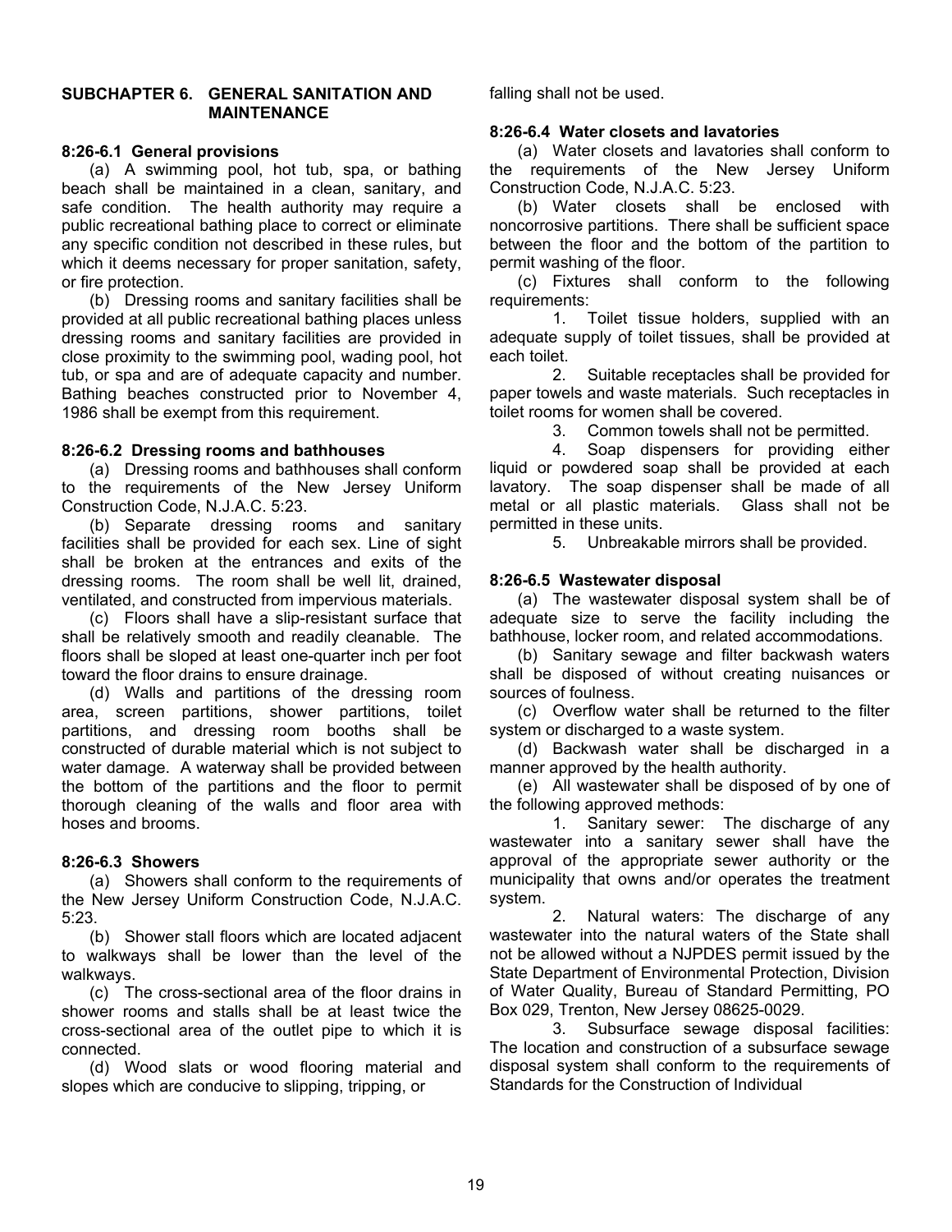## SUBCHAPTER 6. GENERAL SANITATION AND MAINTENANCE

### 8:26-6.1 General provisions

(a) A swimming pool, hot tub, spa, or bathing beach shall be maintained in a clean, sanitary, and safe condition. The health authority may require a public recreational bathing place to correct or eliminate any specific condition not described in these rules, but which it deems necessary for proper sanitation, safety, or fire protection.

(b) Dressing rooms and sanitary facilities shall be provided at all public recreational bathing places unless dressing rooms and sanitary facilities are provided in close proximity to the swimming pool, wading pool, hot tub, or spa and are of adequate capacity and number. Bathing beaches constructed prior to November 4, 1986 shall be exempt from this requirement.

### 8:26-6.2 Dressing rooms and bathhouses

(a) Dressing rooms and bathhouses shall conform to the requirements of the New Jersey Uniform Construction Code, N.J.A.C. 5:23.

(b) Separate dressing rooms and sanitary facilities shall be provided for each sex. Line of sight shall be broken at the entrances and exits of the dressing rooms. The room shall be well lit, drained, ventilated, and constructed from impervious materials.

(c) Floors shall have a slip-resistant surface that shall be relatively smooth and readily cleanable. The floors shall be sloped at least one-quarter inch per foot toward the floor drains to ensure drainage.

(d) Walls and partitions of the dressing room area, screen partitions, shower partitions, toilet partitions, and dressing room booths shall be constructed of durable material which is not subject to water damage. A waterway shall be provided between the bottom of the partitions and the floor to permit thorough cleaning of the walls and floor area with hoses and brooms.

### 8:26-6.3 Showers

(a) Showers shall conform to the requirements of the New Jersey Uniform Construction Code, N.J.A.C. 5:23.

(b) Shower stall floors which are located adjacent to walkways shall be lower than the level of the walkways.

(c) The cross-sectional area of the floor drains in shower rooms and stalls shall be at least twice the cross-sectional area of the outlet pipe to which it is connected.

(d) Wood slats or wood flooring material and slopes which are conducive to slipping, tripping, or falling shall not be used.

### 8:26-6.4 Water closets and lavatories

(a) Water closets and lavatories shall conform to the requirements of the New Jersey Uniform Construction Code, N.J.A.C. 5:23.

(b) Water closets shall be enclosed with noncorrosive partitions. There shall be sufficient space between the floor and the bottom of the partition to permit washing of the floor.

(c) Fixtures shall conform to the following requirements:

1. Toilet tissue holders, supplied with an adequate supply of toilet tissues, shall be provided at each toilet.
2. Suitable receptacles shall be provided for paper towels and waste materials. Such receptacles in toilet rooms for women shall be covered.
3. Common towels shall not be permitted.
4. Soap dispensers for providing either liquid or powdered soap shall be provided at each lavatory. The soap dispenser shall be made of all metal or all plastic materials. Glass shall not be permitted in these units.
5. Unbreakable mirrors shall be provided.

### 8:26-6.5 Wastewater disposal

(a) The wastewater disposal system shall be of adequate size to serve the facility including the bathhouse, locker room, and related accommodations.

(b) Sanitary sewage and filter backwash waters shall be disposed of without creating nuisances or sources of foulness.

(c) Overflow water shall be returned to the filter system or discharged to a waste system.

(d) Backwash water shall be discharged in a manner approved by the health authority.

(e) All wastewater shall be disposed of by one of the following approved methods:

1. Sanitary sewer: The discharge of any wastewater into a sanitary sewer shall have the approval of the appropriate sewer authority or the municipality that owns and/or operates the treatment system.
2. Natural waters: The discharge of any wastewater into the natural waters of the State shall not be allowed without a NJPDES permit issued by the State Department of Environmental Protection, Division of Water Quality, Bureau of Standard Permitting, PO Box 029, Trenton, New Jersey 08625-0029.
3. Subsurface sewage disposal facilities: The location and construction of a subsurface sewage disposal system shall conform to the requirements of Standards for the Construction of Individual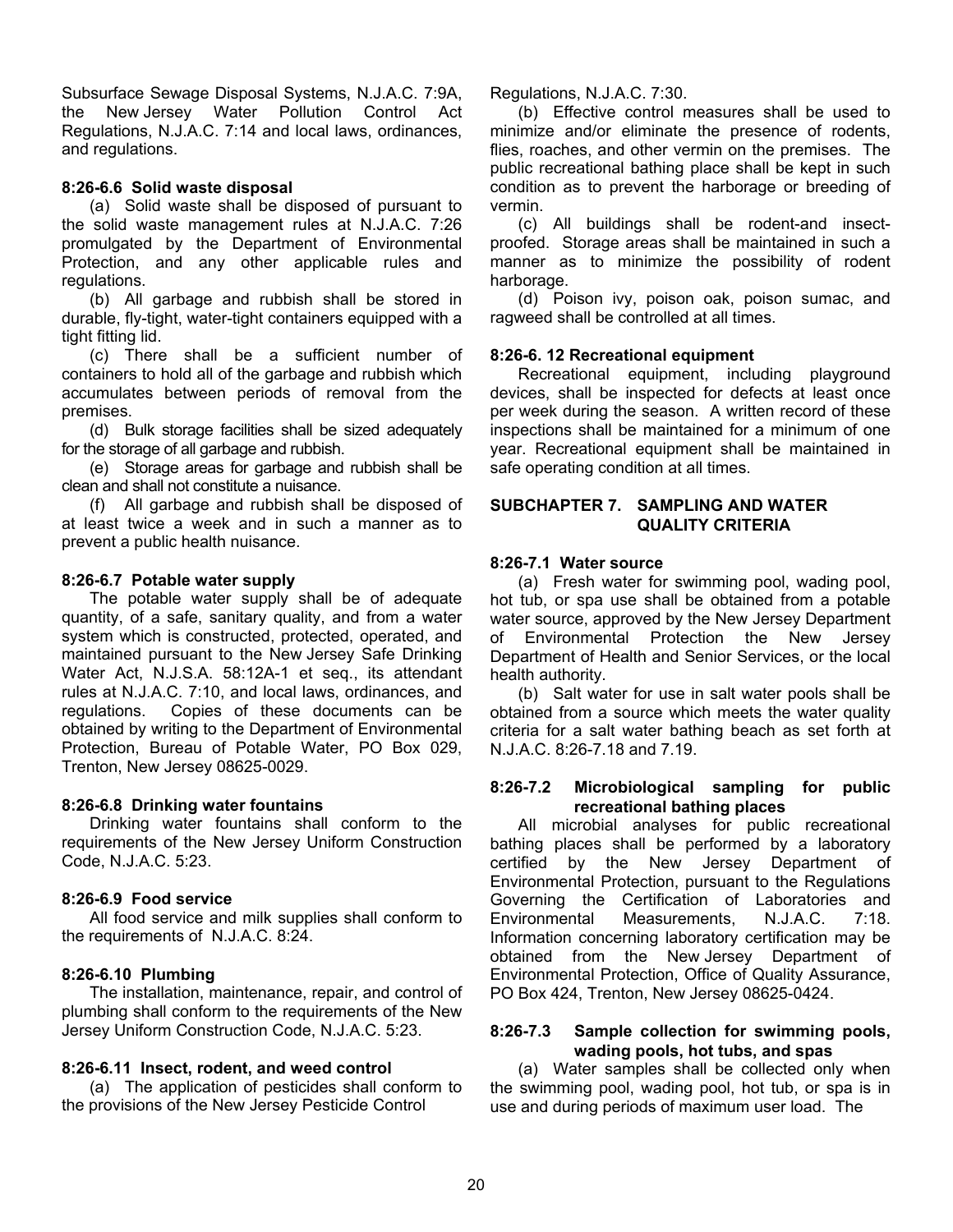Subsurface Sewage Disposal Systems, N.J.A.C. 7:9A, the New Jersey Water Pollution Control Act Regulations, N.J.A.C. 7:14 and local laws, ordinances, and regulations.

**8:26-6.6 Solid waste disposal**

(a) Solid waste shall be disposed of pursuant to the solid waste management rules at N.J.A.C. 7:26 promulgated by the Department of Environmental Protection, and any other applicable rules and regulations.

(b) All garbage and rubbish shall be stored in durable, fly-tight, water-tight containers equipped with a tight fitting lid.

(c) There shall be a sufficient number of containers to hold all of the garbage and rubbish which accumulates between periods of removal from the premises.

(d) Bulk storage facilities shall be sized adequately for the storage of all garbage and rubbish.

(e) Storage areas for garbage and rubbish shall be clean and shall not constitute a nuisance.

(f) All garbage and rubbish shall be disposed of at least twice a week and in such a manner as to prevent a public health nuisance.

**8:26-6.7 Potable water supply**

The potable water supply shall be of adequate quantity, of a safe, sanitary quality, and from a water system which is constructed, protected, operated, and maintained pursuant to the New Jersey Safe Drinking Water Act, N.J.S.A. 58:12A-1 et seq., its attendant rules at N.J.A.C. 7:10, and local laws, ordinances, and regulations. Copies of these documents can be obtained by writing to the Department of Environmental Protection, Bureau of Potable Water, PO Box 029, Trenton, New Jersey 08625-0029.

**8:26-6.8 Drinking water fountains**

Drinking water fountains shall conform to the requirements of the New Jersey Uniform Construction Code, N.J.A.C. 5:23.

**8:26-6.9 Food service**

All food service and milk supplies shall conform to the requirements of N.J.A.C. 8:24.

**8:26-6.10 Plumbing**

The installation, maintenance, repair, and control of plumbing shall conform to the requirements of the New Jersey Uniform Construction Code, N.J.A.C. 5:23.

**8:26-6.11 Insect, rodent, and weed control**

(a) The application of pesticides shall conform to the provisions of the New Jersey Pesticide Control Regulations, N.J.A.C. 7:30.

(b) Effective control measures shall be used to minimize and/or eliminate the presence of rodents, flies, roaches, and other vermin on the premises. The public recreational bathing place shall be kept in such condition as to prevent the harborage or breeding of vermin.

(c) All buildings shall be rodent-and insect-proofed. Storage areas shall be maintained in such a manner as to minimize the possibility of rodent harborage.

(d) Poison ivy, poison oak, poison sumac, and ragweed shall be controlled at all times.

**8:26-6. 12 Recreational equipment**

Recreational equipment, including playground devices, shall be inspected for defects at least once per week during the season. A written record of these inspections shall be maintained for a minimum of one year. Recreational equipment shall be maintained in safe operating condition at all times.

## SUBCHAPTER 7. SAMPLING AND WATER QUALITY CRITERIA

**8:26-7.1 Water source**

(a) Fresh water for swimming pool, wading pool, hot tub, or spa use shall be obtained from a potable water source, approved by the New Jersey Department of Environmental Protection the New Jersey Department of Health and Senior Services, or the local health authority.

(b) Salt water for use in salt water pools shall be obtained from a source which meets the water quality criteria for a salt water bathing beach as set forth at N.J.A.C. 8:26-7.18 and 7.19.

**8:26-7.2 Microbiological sampling for public recreational bathing places**

All microbial analyses for public recreational bathing places shall be performed by a laboratory certified by the New Jersey Department of Environmental Protection, pursuant to the Regulations Governing the Certification of Laboratories and Environmental Measurements, N.J.A.C. 7:18. Information concerning laboratory certification may be obtained from the New Jersey Department of Environmental Protection, Office of Quality Assurance, PO Box 424, Trenton, New Jersey 08625-0424.

**8:26-7.3 Sample collection for swimming pools, wading pools, hot tubs, and spas**

(a) Water samples shall be collected only when the swimming pool, wading pool, hot tub, or spa is in use and during periods of maximum user load. The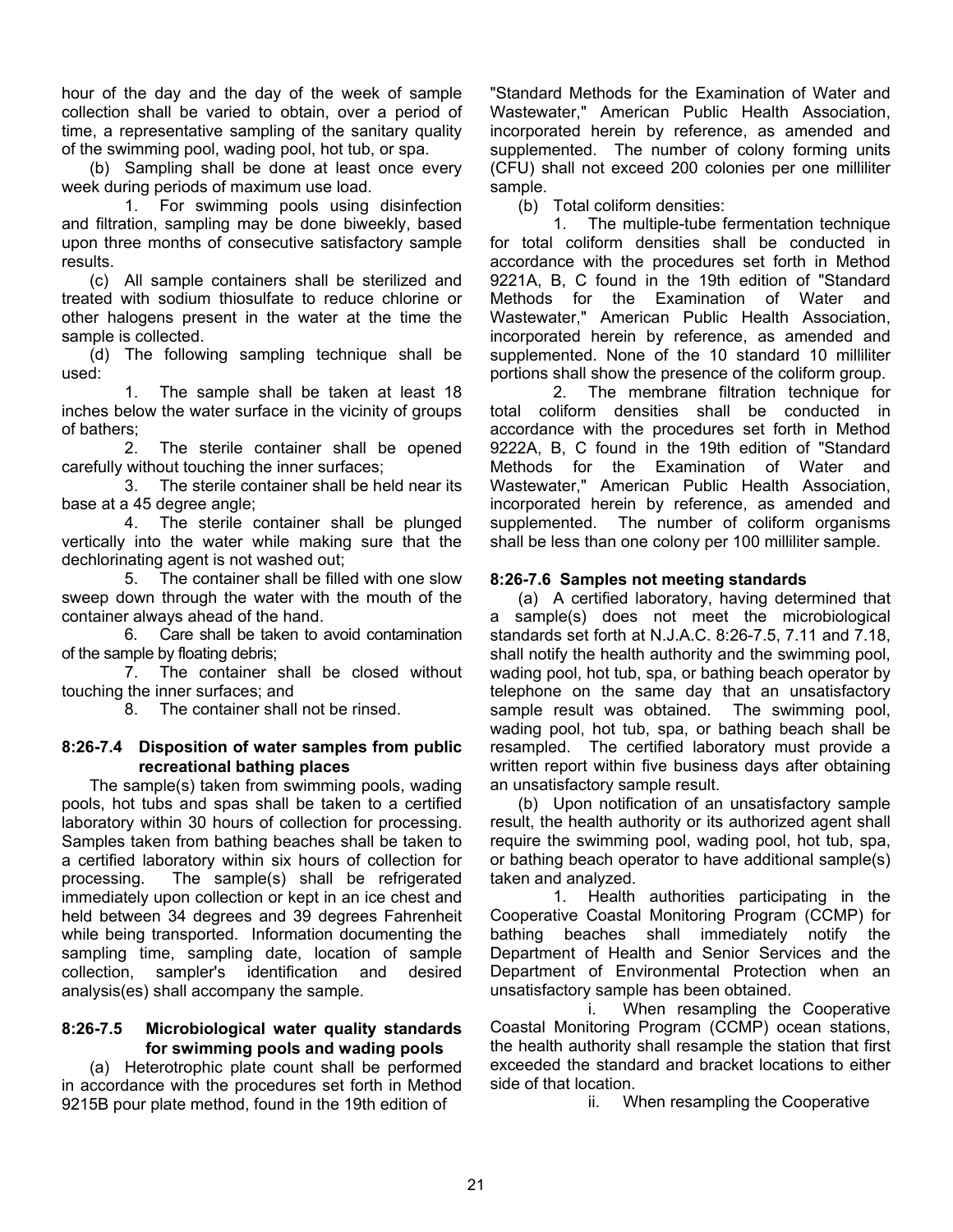hour of the day and the day of the week of sample collection shall be varied to obtain, over a period of time, a representative sampling of the sanitary quality of the swimming pool, wading pool, hot tub, or spa.

(b) Sampling shall be done at least once every week during periods of maximum use load.

1. For swimming pools using disinfection and filtration, sampling may be done biweekly, based upon three months of consecutive satisfactory sample results.

(c) All sample containers shall be sterilized and treated with sodium thiosulfate to reduce chlorine or other halogens present in the water at the time the sample is collected.

(d) The following sampling technique shall be used:

1. The sample shall be taken at least 18 inches below the water surface in the vicinity of groups of bathers;
2. The sterile container shall be opened carefully without touching the inner surfaces;
3. The sterile container shall be held near its base at a 45 degree angle;
4. The sterile container shall be plunged vertically into the water while making sure that the dechlorinating agent is not washed out;
5. The container shall be filled with one slow sweep down through the water with the mouth of the container always ahead of the hand.
6. Care shall be taken to avoid contamination of the sample by floating debris;
7. The container shall be closed without touching the inner surfaces; and
8. The container shall not be rinsed.

### 8:26-7.4 Disposition of water samples from public recreational bathing places

The sample(s) taken from swimming pools, wading pools, hot tubs and spas shall be taken to a certified laboratory within 30 hours of collection for processing. Samples taken from bathing beaches shall be taken to a certified laboratory within six hours of collection for processing. The sample(s) shall be refrigerated immediately upon collection or kept in an ice chest and held between 34 degrees and 39 degrees Fahrenheit while being transported. Information documenting the sampling time, sampling date, location of sample collection, sampler's identification and desired analysis(es) shall accompany the sample.

### 8:26-7.5 Microbiological water quality standards for swimming pools and wading pools

(a) Heterotrophic plate count shall be performed in accordance with the procedures set forth in Method 9215B pour plate method, found in the 19th edition of "Standard Methods for the Examination of Water and Wastewater," American Public Health Association, incorporated herein by reference, as amended and supplemented. The number of colony forming units (CFU) shall not exceed 200 colonies per one milliliter sample.

(b) Total coliform densities:

1. The multiple-tube fermentation technique for total coliform densities shall be conducted in accordance with the procedures set forth in Method 9221A, B, C found in the 19th edition of "Standard Methods for the Examination of Water and Wastewater," American Public Health Association, incorporated herein by reference, as amended and supplemented. None of the 10 standard 10 milliliter portions shall show the presence of the coliform group.
2. The membrane filtration technique for total coliform densities shall be conducted in accordance with the procedures set forth in Method 9222A, B, C found in the 19th edition of "Standard Methods for the Examination of Water and Wastewater," American Public Health Association, incorporated herein by reference, as amended and supplemented. The number of coliform organisms shall be less than one colony per 100 milliliter sample.

### 8:26-7.6 Samples not meeting standards

(a) A certified laboratory, having determined that a sample(s) does not meet the microbiological standards set forth at N.J.A.C. 8:26-7.5, 7.11 and 7.18, shall notify the health authority and the swimming pool, wading pool, hot tub, spa, or bathing beach operator by telephone on the same day that an unsatisfactory sample result was obtained. The swimming pool, wading pool, hot tub, spa, or bathing beach shall be resampled. The certified laboratory must provide a written report within five business days after obtaining an unsatisfactory sample result.

(b) Upon notification of an unsatisfactory sample result, the health authority or its authorized agent shall require the swimming pool, wading pool, hot tub, spa, or bathing beach operator to have additional sample(s) taken and analyzed.

1. Health authorities participating in the Cooperative Coastal Monitoring Program (CCMP) for bathing beaches shall immediately notify the Department of Health and Senior Services and the Department of Environmental Protection when an unsatisfactory sample has been obtained.

   i. When resampling the Cooperative Coastal Monitoring Program (CCMP) ocean stations, the health authority shall resample the station that first exceeded the standard and bracket locations to either side of that location.

   ii. When resampling the Cooperative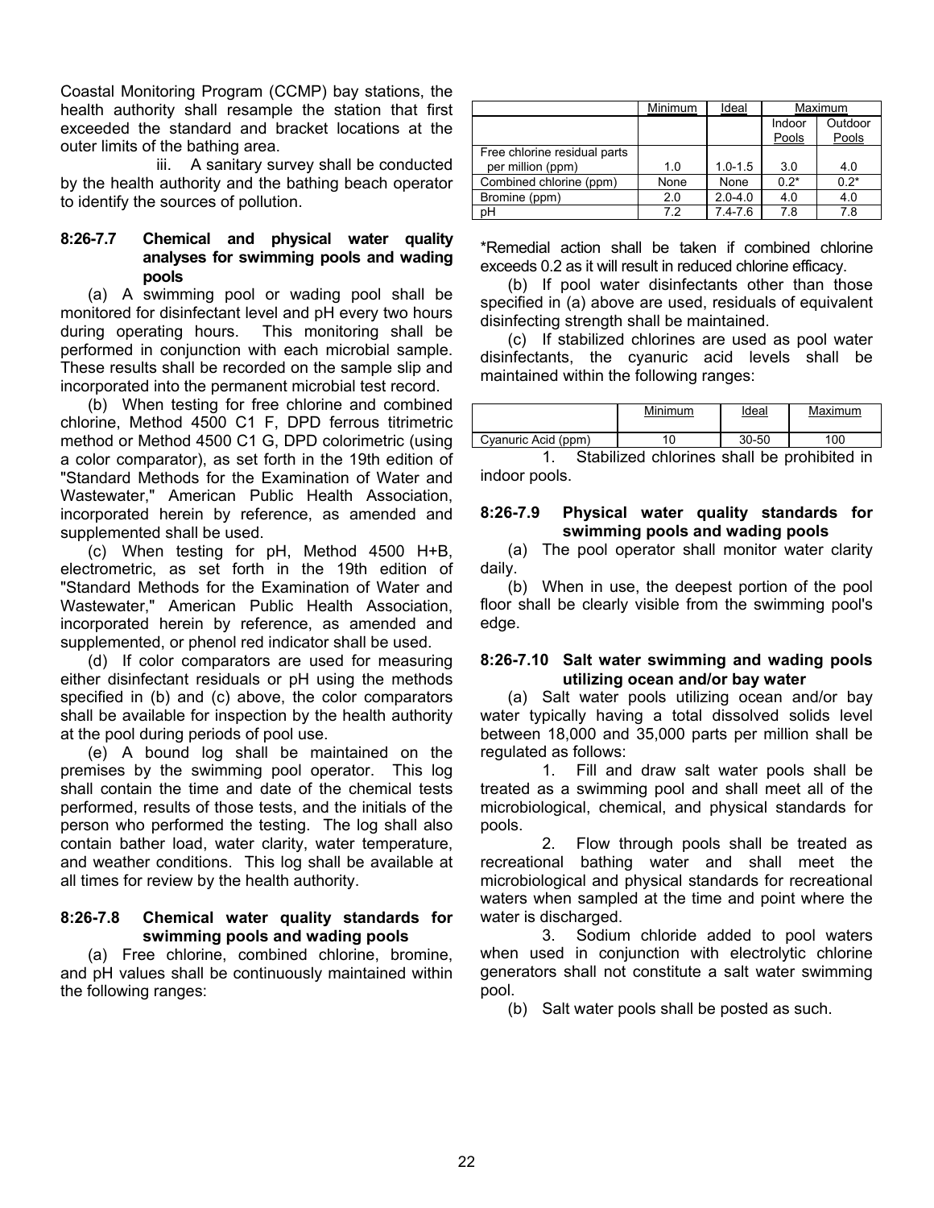Coastal Monitoring Program (CCMP) bay stations, the health authority shall resample the station that first exceeded the standard and bracket locations at the outer limits of the bathing area.

iii. A sanitary survey shall be conducted by the health authority and the bathing beach operator to identify the sources of pollution.

### 8:26-7.7 Chemical and physical water quality analyses for swimming pools and wading pools

(a) A swimming pool or wading pool shall be monitored for disinfectant level and pH every two hours during operating hours. This monitoring shall be performed in conjunction with each microbial sample. These results shall be recorded on the sample slip and incorporated into the permanent microbial test record.

(b) When testing for free chlorine and combined chlorine, Method 4500 C1 F, DPD ferrous titrimetric method or Method 4500 C1 G, DPD colorimetric (using a color comparator), as set forth in the 19th edition of "Standard Methods for the Examination of Water and Wastewater," American Public Health Association, incorporated herein by reference, as amended and supplemented shall be used.

(c) When testing for pH, Method 4500 H+B, electrometric, as set forth in the 19th edition of "Standard Methods for the Examination of Water and Wastewater," American Public Health Association, incorporated herein by reference, as amended and supplemented, or phenol red indicator shall be used.

(d) If color comparators are used for measuring either disinfectant residuals or pH using the methods specified in (b) and (c) above, the color comparators shall be available for inspection by the health authority at the pool during periods of pool use.

(e) A bound log shall be maintained on the premises by the swimming pool operator. This log shall contain the time and date of the chemical tests performed, results of those tests, and the initials of the person who performed the testing. The log shall also contain bather load, water clarity, water temperature, and weather conditions. This log shall be available at all times for review by the health authority.

### 8:26-7.8 Chemical water quality standards for swimming pools and wading pools

(a) Free chlorine, combined chlorine, bromine, and pH values shall be continuously maintained within the following ranges:

| | Minimum | Ideal | Maximum | |
|---|---|---|---|---|
| | | | Indoor Pools | Outdoor Pools |
| Free chlorine residual parts per million (ppm) | 1.0 | 1.0-1.5 | 3.0 | 4.0 |
| Combined chlorine (ppm) | None | None | 0.2* | 0.2* |
| Bromine (ppm) | 2.0 | 2.0-4.0 | 4.0 | 4.0 |
| pH | 7.2 | 7.4-7.6 | 7.8 | 7.8 |

*Remedial action shall be taken if combined chlorine exceeds 0.2 as it will result in reduced chlorine efficacy.

(b) If pool water disinfectants other than those specified in (a) above are used, residuals of equivalent disinfecting strength shall be maintained.

(c) If stabilized chlorines are used as pool water disinfectants, the cyanuric acid levels shall be maintained within the following ranges:

| | Minimum | Ideal | Maximum |
|---|---|---|---|
| Cyanuric Acid (ppm) | 10 | 30-50 | 100 |

1. Stabilized chlorines shall be prohibited in indoor pools.

### 8:26-7.9 Physical water quality standards for swimming pools and wading pools

(a) The pool operator shall monitor water clarity daily.

(b) When in use, the deepest portion of the pool floor shall be clearly visible from the swimming pool's edge.

### 8:26-7.10 Salt water swimming and wading pools utilizing ocean and/or bay water

(a) Salt water pools utilizing ocean and/or bay water typically having a total dissolved solids level between 18,000 and 35,000 parts per million shall be regulated as follows:

1. Fill and draw salt water pools shall be treated as a swimming pool and shall meet all of the microbiological, chemical, and physical standards for pools.

2. Flow through pools shall be treated as recreational bathing water and shall meet the microbiological and physical standards for recreational waters when sampled at the time and point where the water is discharged.

3. Sodium chloride added to pool waters when used in conjunction with electrolytic chlorine generators shall not constitute a salt water swimming pool.

(b) Salt water pools shall be posted as such.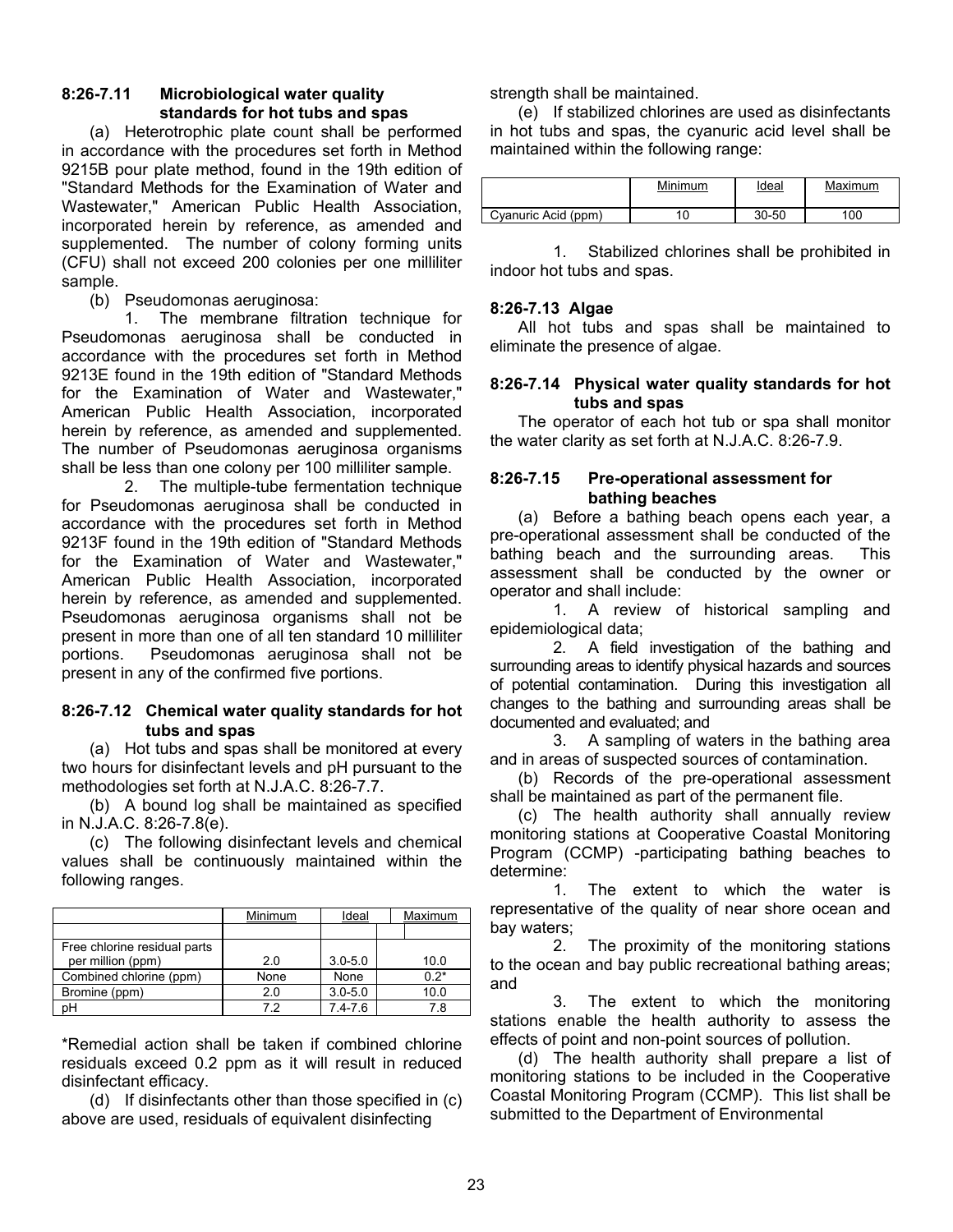### 8:26-7.11 Microbiological water quality standards for hot tubs and spas

(a) Heterotrophic plate count shall be performed in accordance with the procedures set forth in Method 9215B pour plate method, found in the 19th edition of "Standard Methods for the Examination of Water and Wastewater," American Public Health Association, incorporated herein by reference, as amended and supplemented. The number of colony forming units (CFU) shall not exceed 200 colonies per one milliliter sample.

(b) Pseudomonas aeruginosa:

1. The membrane filtration technique for Pseudomonas aeruginosa shall be conducted in accordance with the procedures set forth in Method 9213E found in the 19th edition of "Standard Methods for the Examination of Water and Wastewater," American Public Health Association, incorporated herein by reference, as amended and supplemented. The number of Pseudomonas aeruginosa organisms shall be less than one colony per 100 milliliter sample.

2. The multiple-tube fermentation technique for Pseudomonas aeruginosa shall be conducted in accordance with the procedures set forth in Method 9213F found in the 19th edition of "Standard Methods for the Examination of Water and Wastewater," American Public Health Association, incorporated herein by reference, as amended and supplemented. Pseudomonas aeruginosa organisms shall not be present in more than one of all ten standard 10 milliliter portions. Pseudomonas aeruginosa shall not be present in any of the confirmed five portions.

### 8:26-7.12 Chemical water quality standards for hot tubs and spas

(a) Hot tubs and spas shall be monitored at every two hours for disinfectant levels and pH pursuant to the methodologies set forth at N.J.A.C. 8:26-7.7.

(b) A bound log shall be maintained as specified in N.J.A.C. 8:26-7.8(e).

(c) The following disinfectant levels and chemical values shall be continuously maintained within the following ranges.

| | Minimum | Ideal | Maximum |
|---|---|---|---|
| Free chlorine residual parts per million (ppm) | 2.0 | 3.0-5.0 | 10.0 |
| Combined chlorine (ppm) | None | None | 0.2* |
| Bromine (ppm) | 2.0 | 3.0-5.0 | 10.0 |
| pH | 7.2 | 7.4-7.6 | 7.8 |

*Remedial action shall be taken if combined chlorine residuals exceed 0.2 ppm as it will result in reduced disinfectant efficacy.

(d) If disinfectants other than those specified in (c) above are used, residuals of equivalent disinfecting strength shall be maintained.

(e) If stabilized chlorines are used as disinfectants in hot tubs and spas, the cyanuric acid level shall be maintained within the following range:

| | Minimum | Ideal | Maximum |
|---|---|---|---|
| Cyanuric Acid (ppm) | 10 | 30-50 | 100 |

1. Stabilized chlorines shall be prohibited in indoor hot tubs and spas.

### 8:26-7.13 Algae

All hot tubs and spas shall be maintained to eliminate the presence of algae.

### 8:26-7.14 Physical water quality standards for hot tubs and spas

The operator of each hot tub or spa shall monitor the water clarity as set forth at N.J.A.C. 8:26-7.9.

### 8:26-7.15 Pre-operational assessment for bathing beaches

(a) Before a bathing beach opens each year, a pre-operational assessment shall be conducted of the bathing beach and the surrounding areas. This assessment shall be conducted by the owner or operator and shall include:

1. A review of historical sampling and epidemiological data;

2. A field investigation of the bathing and surrounding areas to identify physical hazards and sources of potential contamination. During this investigation all changes to the bathing and surrounding areas shall be documented and evaluated; and

3. A sampling of waters in the bathing area and in areas of suspected sources of contamination.

(b) Records of the pre-operational assessment shall be maintained as part of the permanent file.

(c) The health authority shall annually review monitoring stations at Cooperative Coastal Monitoring Program (CCMP) -participating bathing beaches to determine:

1. The extent to which the water is representative of the quality of near shore ocean and bay waters;

2. The proximity of the monitoring stations to the ocean and bay public recreational bathing areas; and

3. The extent to which the monitoring stations enable the health authority to assess the effects of point and non-point sources of pollution.

(d) The health authority shall prepare a list of monitoring stations to be included in the Cooperative Coastal Monitoring Program (CCMP). This list shall be submitted to the Department of Environmental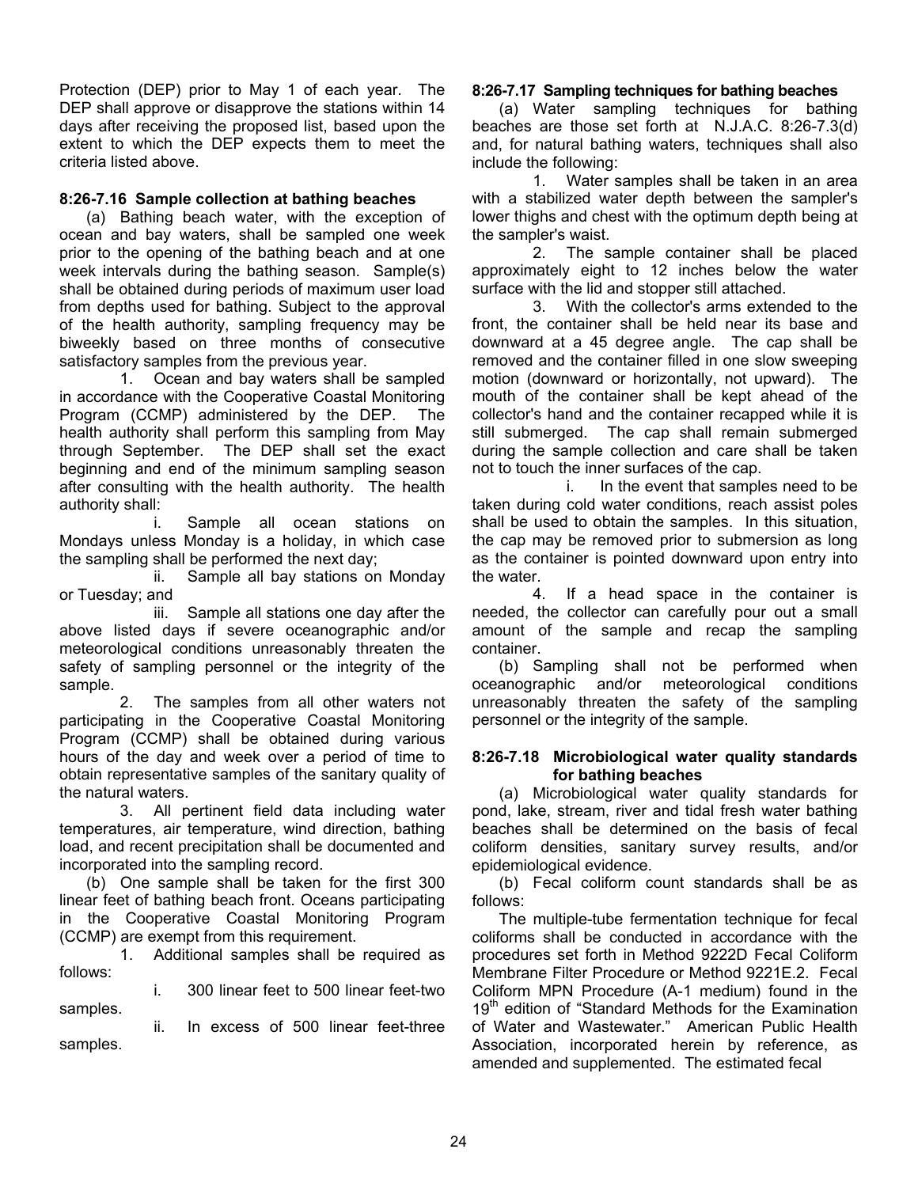Protection (DEP) prior to May 1 of each year. The DEP shall approve or disapprove the stations within 14 days after receiving the proposed list, based upon the extent to which the DEP expects them to meet the criteria listed above.

**8:26-7.16 Sample collection at bathing beaches**

(a) Bathing beach water, with the exception of ocean and bay waters, shall be sampled one week prior to the opening of the bathing beach and at one week intervals during the bathing season. Sample(s) shall be obtained during periods of maximum user load from depths used for bathing. Subject to the approval of the health authority, sampling frequency may be biweekly based on three months of consecutive satisfactory samples from the previous year.

1. Ocean and bay waters shall be sampled in accordance with the Cooperative Coastal Monitoring Program (CCMP) administered by the DEP. The health authority shall perform this sampling from May through September. The DEP shall set the exact beginning and end of the minimum sampling season after consulting with the health authority. The health authority shall:

   i. Sample all ocean stations on Mondays unless Monday is a holiday, in which case the sampling shall be performed the next day;

   ii. Sample all bay stations on Monday or Tuesday; and

   iii. Sample all stations one day after the above listed days if severe oceanographic and/or meteorological conditions unreasonably threaten the safety of sampling personnel or the integrity of the sample.

2. The samples from all other waters not participating in the Cooperative Coastal Monitoring Program (CCMP) shall be obtained during various hours of the day and week over a period of time to obtain representative samples of the sanitary quality of the natural waters.

3. All pertinent field data including water temperatures, air temperature, wind direction, bathing load, and recent precipitation shall be documented and incorporated into the sampling record.

(b) One sample shall be taken for the first 300 linear feet of bathing beach front. Oceans participating in the Cooperative Coastal Monitoring Program (CCMP) are exempt from this requirement.

1. Additional samples shall be required as follows:

   i. 300 linear feet to 500 linear feet-two samples.

   ii. In excess of 500 linear feet-three samples.

**8:26-7.17 Sampling techniques for bathing beaches**

(a) Water sampling techniques for bathing beaches are those set forth at N.J.A.C. 8:26-7.3(d) and, for natural bathing waters, techniques shall also include the following:

1. Water samples shall be taken in an area with a stabilized water depth between the sampler's lower thighs and chest with the optimum depth being at the sampler's waist.

2. The sample container shall be placed approximately eight to 12 inches below the water surface with the lid and stopper still attached.

3. With the collector's arms extended to the front, the container shall be held near its base and downward at a 45 degree angle. The cap shall be removed and the container filled in one slow sweeping motion (downward or horizontally, not upward). The mouth of the container shall be kept ahead of the collector's hand and the container recapped while it is still submerged. The cap shall remain submerged during the sample collection and care shall be taken not to touch the inner surfaces of the cap.

   i. In the event that samples need to be taken during cold water conditions, reach assist poles shall be used to obtain the samples. In this situation, the cap may be removed prior to submersion as long as the container is pointed downward upon entry into the water.

4. If a head space in the container is needed, the collector can carefully pour out a small amount of the sample and recap the sampling container.

(b) Sampling shall not be performed when oceanographic and/or meteorological conditions unreasonably threaten the safety of the sampling personnel or the integrity of the sample.

**8:26-7.18 Microbiological water quality standards for bathing beaches**

(a) Microbiological water quality standards for pond, lake, stream, river and tidal fresh water bathing beaches shall be determined on the basis of fecal coliform densities, sanitary survey results, and/or epidemiological evidence.

(b) Fecal coliform count standards shall be as follows:

The multiple-tube fermentation technique for fecal coliforms shall be conducted in accordance with the procedures set forth in Method 9222D Fecal Coliform Membrane Filter Procedure or Method 9221E.2. Fecal Coliform MPN Procedure (A-1 medium) found in the 19th edition of "Standard Methods for the Examination of Water and Wastewater." American Public Health Association, incorporated herein by reference, as amended and supplemented. The estimated fecal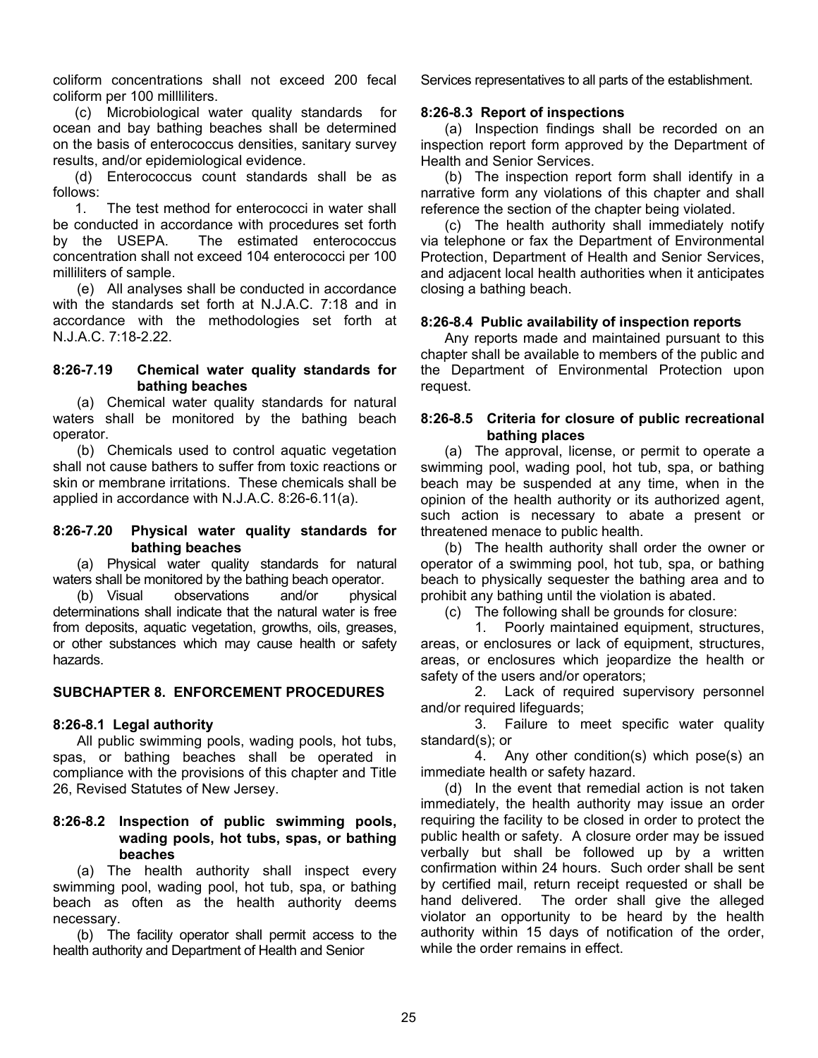coliform concentrations shall not exceed 200 fecal coliform per 100 millliliters.

(c) Microbiological water quality standards for ocean and bay bathing beaches shall be determined on the basis of enterococcus densities, sanitary survey results, and/or epidemiological evidence.

(d) Enterococcus count standards shall be as follows:

1. The test method for enterococci in water shall be conducted in accordance with procedures set forth by the USEPA. The estimated enterococcus concentration shall not exceed 104 enterococci per 100 milliliters of sample.

(e) All analyses shall be conducted in accordance with the standards set forth at N.J.A.C. 7:18 and in accordance with the methodologies set forth at N.J.A.C. 7:18-2.22.

### 8:26-7.19 Chemical water quality standards for bathing beaches

(a) Chemical water quality standards for natural waters shall be monitored by the bathing beach operator.

(b) Chemicals used to control aquatic vegetation shall not cause bathers to suffer from toxic reactions or skin or membrane irritations. These chemicals shall be applied in accordance with N.J.A.C. 8:26-6.11(a).

### 8:26-7.20 Physical water quality standards for bathing beaches

(a) Physical water quality standards for natural waters shall be monitored by the bathing beach operator.

(b) Visual observations and/or physical determinations shall indicate that the natural water is free from deposits, aquatic vegetation, growths, oils, greases, or other substances which may cause health or safety hazards.

## SUBCHAPTER 8. ENFORCEMENT PROCEDURES

### 8:26-8.1 Legal authority

All public swimming pools, wading pools, hot tubs, spas, or bathing beaches shall be operated in compliance with the provisions of this chapter and Title 26, Revised Statutes of New Jersey.

### 8:26-8.2 Inspection of public swimming pools, wading pools, hot tubs, spas, or bathing beaches

(a) The health authority shall inspect every swimming pool, wading pool, hot tub, spa, or bathing beach as often as the health authority deems necessary.

(b) The facility operator shall permit access to the health authority and Department of Health and Senior Services representatives to all parts of the establishment.

### 8:26-8.3 Report of inspections

(a) Inspection findings shall be recorded on an inspection report form approved by the Department of Health and Senior Services.

(b) The inspection report form shall identify in a narrative form any violations of this chapter and shall reference the section of the chapter being violated.

(c) The health authority shall immediately notify via telephone or fax the Department of Environmental Protection, Department of Health and Senior Services, and adjacent local health authorities when it anticipates closing a bathing beach.

### 8:26-8.4 Public availability of inspection reports

Any reports made and maintained pursuant to this chapter shall be available to members of the public and the Department of Environmental Protection upon request.

### 8:26-8.5 Criteria for closure of public recreational bathing places

(a) The approval, license, or permit to operate a swimming pool, wading pool, hot tub, spa, or bathing beach may be suspended at any time, when in the opinion of the health authority or its authorized agent, such action is necessary to abate a present or threatened menace to public health.

(b) The health authority shall order the owner or operator of a swimming pool, hot tub, spa, or bathing beach to physically sequester the bathing area and to prohibit any bathing until the violation is abated.

(c) The following shall be grounds for closure:

1. Poorly maintained equipment, structures, areas, or enclosures or lack of equipment, structures, areas, or enclosures which jeopardize the health or safety of the users and/or operators;
2. Lack of required supervisory personnel and/or required lifeguards;
3. Failure to meet specific water quality standard(s); or
4. Any other condition(s) which pose(s) an immediate health or safety hazard.

(d) In the event that remedial action is not taken immediately, the health authority may issue an order requiring the facility to be closed in order to protect the public health or safety. A closure order may be issued verbally but shall be followed up by a written confirmation within 24 hours. Such order shall be sent by certified mail, return receipt requested or shall be hand delivered. The order shall give the alleged violator an opportunity to be heard by the health authority within 15 days of notification of the order, while the order remains in effect.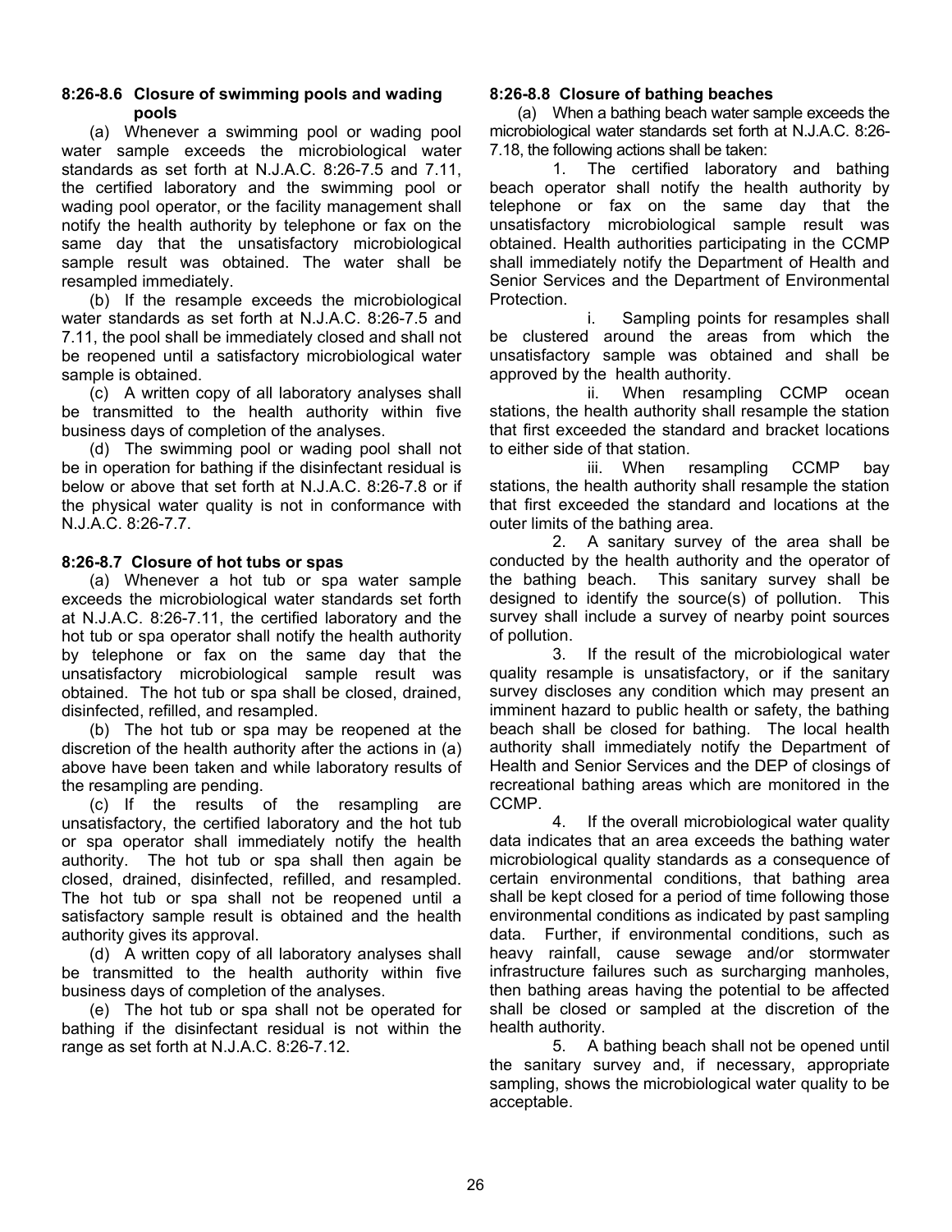### 8:26-8.6 Closure of swimming pools and wading pools

(a) Whenever a swimming pool or wading pool water sample exceeds the microbiological water standards as set forth at N.J.A.C. 8:26-7.5 and 7.11, the certified laboratory and the swimming pool or wading pool operator, or the facility management shall notify the health authority by telephone or fax on the same day that the unsatisfactory microbiological sample result was obtained. The water shall be resampled immediately.

(b) If the resample exceeds the microbiological water standards as set forth at N.J.A.C. 8:26-7.5 and 7.11, the pool shall be immediately closed and shall not be reopened until a satisfactory microbiological water sample is obtained.

(c) A written copy of all laboratory analyses shall be transmitted to the health authority within five business days of completion of the analyses.

(d) The swimming pool or wading pool shall not be in operation for bathing if the disinfectant residual is below or above that set forth at N.J.A.C. 8:26-7.8 or if the physical water quality is not in conformance with N.J.A.C. 8:26-7.7.

### 8:26-8.7 Closure of hot tubs or spas

(a) Whenever a hot tub or spa water sample exceeds the microbiological water standards set forth at N.J.A.C. 8:26-7.11, the certified laboratory and the hot tub or spa operator shall notify the health authority by telephone or fax on the same day that the unsatisfactory microbiological sample result was obtained. The hot tub or spa shall be closed, drained, disinfected, refilled, and resampled.

(b) The hot tub or spa may be reopened at the discretion of the health authority after the actions in (a) above have been taken and while laboratory results of the resampling are pending.

(c) If the results of the resampling are unsatisfactory, the certified laboratory and the hot tub or spa operator shall immediately notify the health authority. The hot tub or spa shall then again be closed, drained, disinfected, refilled, and resampled. The hot tub or spa shall not be reopened until a satisfactory sample result is obtained and the health authority gives its approval.

(d) A written copy of all laboratory analyses shall be transmitted to the health authority within five business days of completion of the analyses.

(e) The hot tub or spa shall not be operated for bathing if the disinfectant residual is not within the range as set forth at N.J.A.C. 8:26-7.12.

### 8:26-8.8 Closure of bathing beaches

(a) When a bathing beach water sample exceeds the microbiological water standards set forth at N.J.A.C. 8:26-7.18, the following actions shall be taken:

1. The certified laboratory and bathing beach operator shall notify the health authority by telephone or fax on the same day that the unsatisfactory microbiological sample result was obtained. Health authorities participating in the CCMP shall immediately notify the Department of Health and Senior Services and the Department of Environmental Protection.

   i. Sampling points for resamples shall be clustered around the areas from which the unsatisfactory sample was obtained and shall be approved by the health authority.

   ii. When resampling CCMP ocean stations, the health authority shall resample the station that first exceeded the standard and bracket locations to either side of that station.

   iii. When resampling CCMP bay stations, the health authority shall resample the station that first exceeded the standard and locations at the outer limits of the bathing area.

2. A sanitary survey of the area shall be conducted by the health authority and the operator of the bathing beach. This sanitary survey shall be designed to identify the source(s) of pollution. This survey shall include a survey of nearby point sources of pollution.

3. If the result of the microbiological water quality resample is unsatisfactory, or if the sanitary survey discloses any condition which may present an imminent hazard to public health or safety, the bathing beach shall be closed for bathing. The local health authority shall immediately notify the Department of Health and Senior Services and the DEP of closings of recreational bathing areas which are monitored in the CCMP.

4. If the overall microbiological water quality data indicates that an area exceeds the bathing water microbiological quality standards as a consequence of certain environmental conditions, that bathing area shall be kept closed for a period of time following those environmental conditions as indicated by past sampling data. Further, if environmental conditions, such as heavy rainfall, cause sewage and/or stormwater infrastructure failures such as surcharging manholes, then bathing areas having the potential to be affected shall be closed or sampled at the discretion of the health authority.

5. A bathing beach shall not be opened until the sanitary survey and, if necessary, appropriate sampling, shows the microbiological water quality to be acceptable.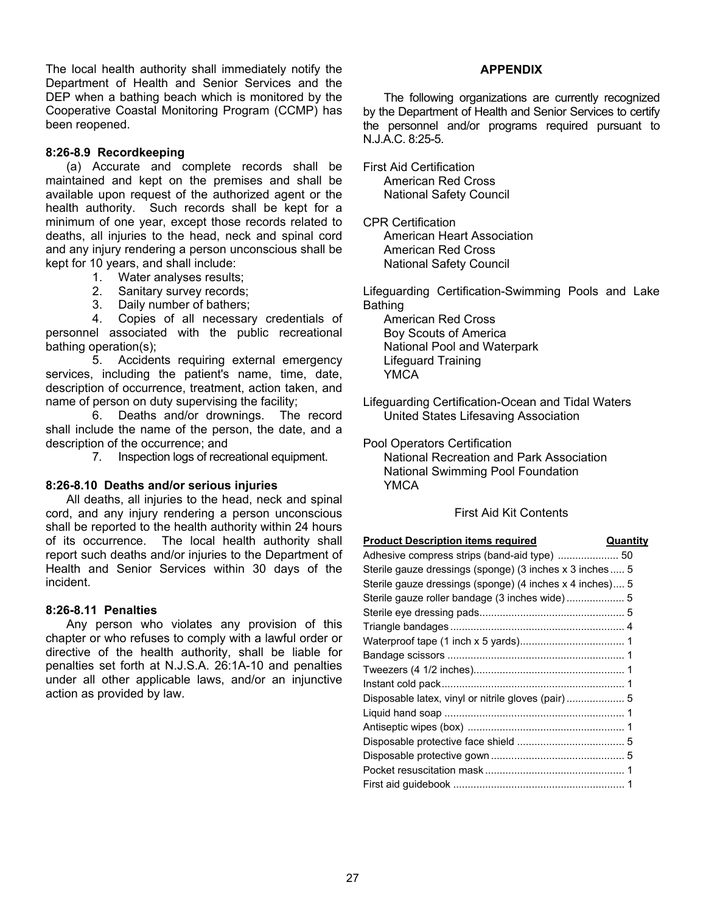The local health authority shall immediately notify the Department of Health and Senior Services and the DEP when a bathing beach which is monitored by the Cooperative Coastal Monitoring Program (CCMP) has been reopened.

### 8:26-8.9 Recordkeeping

(a) Accurate and complete records shall be maintained and kept on the premises and shall be available upon request of the authorized agent or the health authority. Such records shall be kept for a minimum of one year, except those records related to deaths, all injuries to the head, neck and spinal cord and any injury rendering a person unconscious shall be kept for 10 years, and shall include:

1. Water analyses results;
2. Sanitary survey records;
3. Daily number of bathers;
4. Copies of all necessary credentials of personnel associated with the public recreational bathing operation(s);
5. Accidents requiring external emergency services, including the patient's name, time, date, description of occurrence, treatment, action taken, and name of person on duty supervising the facility;
6. Deaths and/or drownings. The record shall include the name of the person, the date, and a description of the occurrence; and
7. Inspection logs of recreational equipment.

### 8:26-8.10 Deaths and/or serious injuries

All deaths, all injuries to the head, neck and spinal cord, and any injury rendering a person unconscious shall be reported to the health authority within 24 hours of its occurrence. The local health authority shall report such deaths and/or injuries to the Department of Health and Senior Services within 30 days of the incident.

### 8:26-8.11 Penalties

Any person who violates any provision of this chapter or who refuses to comply with a lawful order or directive of the health authority, shall be liable for penalties set forth at N.J.S.A. 26:1A-10 and penalties under all other applicable laws, and/or an injunctive action as provided by law.

## APPENDIX

The following organizations are currently recognized by the Department of Health and Senior Services to certify the personnel and/or programs required pursuant to N.J.A.C. 8:25-5.

First Aid Certification
- American Red Cross
- National Safety Council

CPR Certification
- American Heart Association
- American Red Cross
- National Safety Council

Lifeguarding Certification-Swimming Pools and Lake Bathing
- American Red Cross
- Boy Scouts of America
- National Pool and Waterpark Lifeguard Training
- YMCA

Lifeguarding Certification-Ocean and Tidal Waters
- United States Lifesaving Association

Pool Operators Certification
- National Recreation and Park Association
- National Swimming Pool Foundation
- YMCA

First Aid Kit Contents

| Product Description items required | Quantity |
|---|---|
| Adhesive compress strips (band-aid type) | 50 |
| Sterile gauze dressings (sponge) (3 inches x 3 inches | 5 |
| Sterile gauze dressings (sponge) (4 inches x 4 inches) | 5 |
| Sterile gauze roller bandage (3 inches wide) | 5 |
| Sterile eye dressing pads | 5 |
| Triangle bandages | 4 |
| Waterproof tape (1 inch x 5 yards) | 1 |
| Bandage scissors | 1 |
| Tweezers (4 1/2 inches) | 1 |
| Instant cold pack | 1 |
| Disposable latex, vinyl or nitrile gloves (pair) | 5 |
| Liquid hand soap | 1 |
| Antiseptic wipes (box) | 1 |
| Disposable protective face shield | 5 |
| Disposable protective gown | 5 |
| Pocket resuscitation mask | 1 |
| First aid guidebook | 1 |